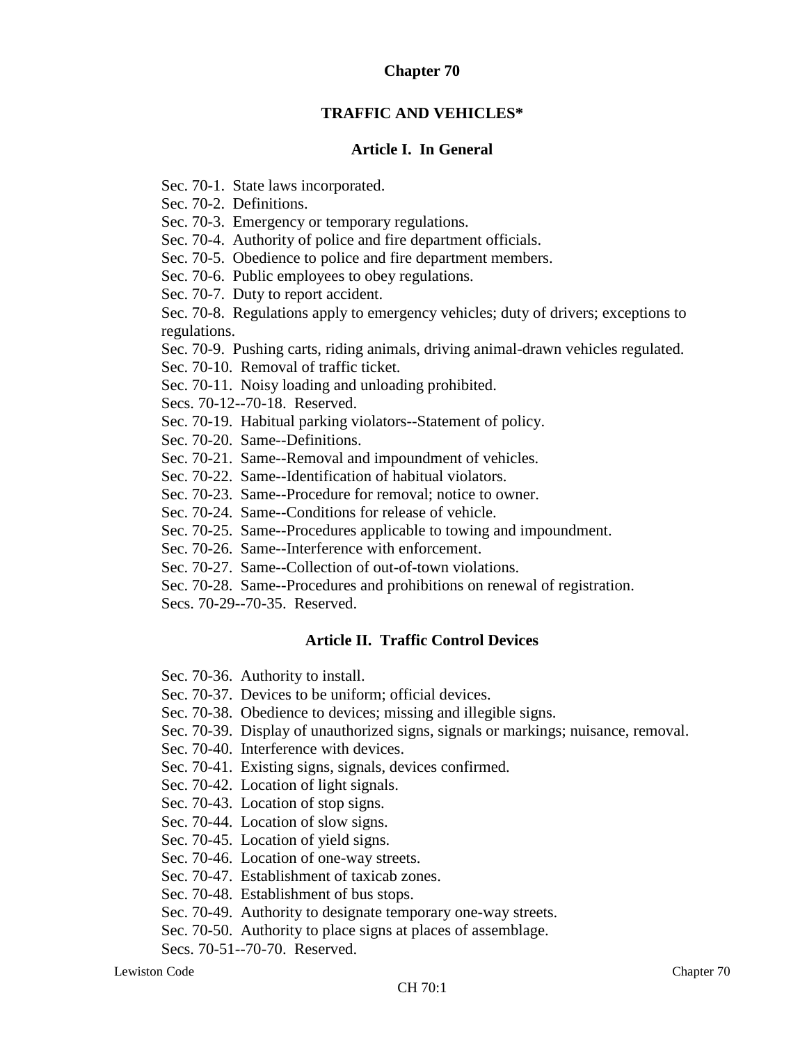# Chapter 70

## TRAFFIC AND VEHICLES*

### Article I. In General

Sec. 70-1. State laws incorporated.
Sec. 70-2. Definitions.
Sec. 70-3. Emergency or temporary regulations.
Sec. 70-4. Authority of police and fire department officials.
Sec. 70-5. Obedience to police and fire department members.
Sec. 70-6. Public employees to obey regulations.
Sec. 70-7. Duty to report accident.
Sec. 70-8. Regulations apply to emergency vehicles; duty of drivers; exceptions to regulations.
Sec. 70-9. Pushing carts, riding animals, driving animal-drawn vehicles regulated.
Sec. 70-10. Removal of traffic ticket.
Sec. 70-11. Noisy loading and unloading prohibited.
Secs. 70-12--70-18. Reserved.
Sec. 70-19. Habitual parking violators--Statement of policy.
Sec. 70-20. Same--Definitions.
Sec. 70-21. Same--Removal and impoundment of vehicles.
Sec. 70-22. Same--Identification of habitual violators.
Sec. 70-23. Same--Procedure for removal; notice to owner.
Sec. 70-24. Same--Conditions for release of vehicle.
Sec. 70-25. Same--Procedures applicable to towing and impoundment.
Sec. 70-26. Same--Interference with enforcement.
Sec. 70-27. Same--Collection of out-of-town violations.
Sec. 70-28. Same--Procedures and prohibitions on renewal of registration.
Secs. 70-29--70-35. Reserved.

### Article II. Traffic Control Devices

Sec. 70-36. Authority to install.
Sec. 70-37. Devices to be uniform; official devices.
Sec. 70-38. Obedience to devices; missing and illegible signs.
Sec. 70-39. Display of unauthorized signs, signals or markings; nuisance, removal.
Sec. 70-40. Interference with devices.
Sec. 70-41. Existing signs, signals, devices confirmed.
Sec. 70-42. Location of light signals.
Sec. 70-43. Location of stop signs.
Sec. 70-44. Location of slow signs.
Sec. 70-45. Location of yield signs.
Sec. 70-46. Location of one-way streets.
Sec. 70-47. Establishment of taxicab zones.
Sec. 70-48. Establishment of bus stops.
Sec. 70-49. Authority to designate temporary one-way streets.
Sec. 70-50. Authority to place signs at places of assemblage.
Secs. 70-51--70-70. Reserved.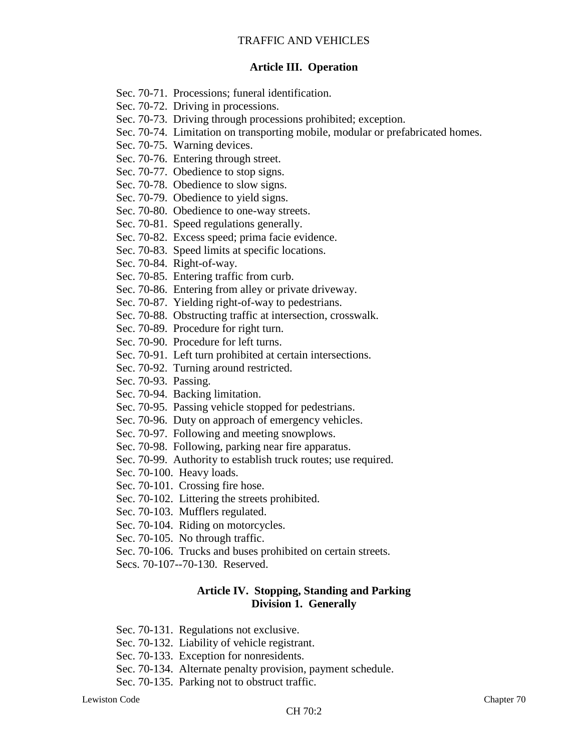## Article III. Operation

Sec. 70-71. Processions; funeral identification.
Sec. 70-72. Driving in processions.
Sec. 70-73. Driving through processions prohibited; exception.
Sec. 70-74. Limitation on transporting mobile, modular or prefabricated homes.
Sec. 70-75. Warning devices.
Sec. 70-76. Entering through street.
Sec. 70-77. Obedience to stop signs.
Sec. 70-78. Obedience to slow signs.
Sec. 70-79. Obedience to yield signs.
Sec. 70-80. Obedience to one-way streets.
Sec. 70-81. Speed regulations generally.
Sec. 70-82. Excess speed; prima facie evidence.
Sec. 70-83. Speed limits at specific locations.
Sec. 70-84. Right-of-way.
Sec. 70-85. Entering traffic from curb.
Sec. 70-86. Entering from alley or private driveway.
Sec. 70-87. Yielding right-of-way to pedestrians.
Sec. 70-88. Obstructing traffic at intersection, crosswalk.
Sec. 70-89. Procedure for right turn.
Sec. 70-90. Procedure for left turns.
Sec. 70-91. Left turn prohibited at certain intersections.
Sec. 70-92. Turning around restricted.
Sec. 70-93. Passing.
Sec. 70-94. Backing limitation.
Sec. 70-95. Passing vehicle stopped for pedestrians.
Sec. 70-96. Duty on approach of emergency vehicles.
Sec. 70-97. Following and meeting snowplows.
Sec. 70-98. Following, parking near fire apparatus.
Sec. 70-99. Authority to establish truck routes; use required.
Sec. 70-100. Heavy loads.
Sec. 70-101. Crossing fire hose.
Sec. 70-102. Littering the streets prohibited.
Sec. 70-103. Mufflers regulated.
Sec. 70-104. Riding on motorcycles.
Sec. 70-105. No through traffic.
Sec. 70-106. Trucks and buses prohibited on certain streets.
Secs. 70-107--70-130. Reserved.

## Article IV. Stopping, Standing and Parking
### Division 1. Generally

Sec. 70-131. Regulations not exclusive.
Sec. 70-132. Liability of vehicle registrant.
Sec. 70-133. Exception for nonresidents.
Sec. 70-134. Alternate penalty provision, payment schedule.
Sec. 70-135. Parking not to obstruct traffic.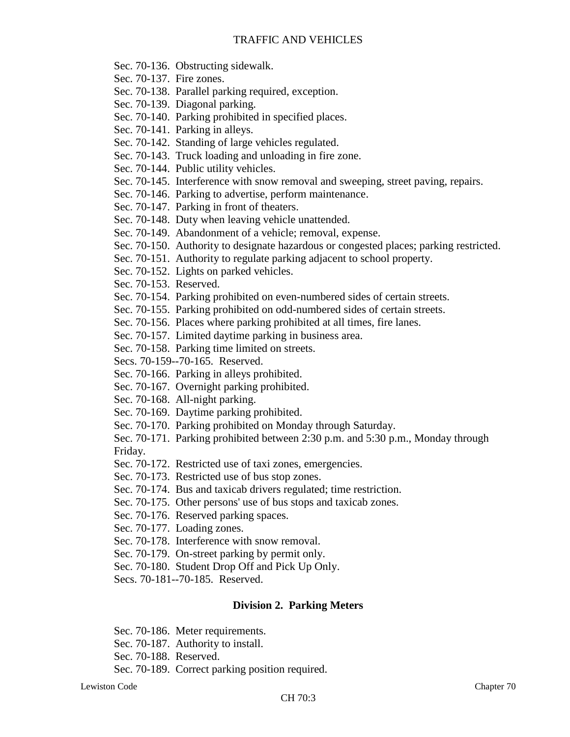Sec. 70-136. Obstructing sidewalk.
Sec. 70-137. Fire zones.
Sec. 70-138. Parallel parking required, exception.
Sec. 70-139. Diagonal parking.
Sec. 70-140. Parking prohibited in specified places.
Sec. 70-141. Parking in alleys.
Sec. 70-142. Standing of large vehicles regulated.
Sec. 70-143. Truck loading and unloading in fire zone.
Sec. 70-144. Public utility vehicles.
Sec. 70-145. Interference with snow removal and sweeping, street paving, repairs.
Sec. 70-146. Parking to advertise, perform maintenance.
Sec. 70-147. Parking in front of theaters.
Sec. 70-148. Duty when leaving vehicle unattended.
Sec. 70-149. Abandonment of a vehicle; removal, expense.
Sec. 70-150. Authority to designate hazardous or congested places; parking restricted.
Sec. 70-151. Authority to regulate parking adjacent to school property.
Sec. 70-152. Lights on parked vehicles.
Sec. 70-153. Reserved.
Sec. 70-154. Parking prohibited on even-numbered sides of certain streets.
Sec. 70-155. Parking prohibited on odd-numbered sides of certain streets.
Sec. 70-156. Places where parking prohibited at all times, fire lanes.
Sec. 70-157. Limited daytime parking in business area.
Sec. 70-158. Parking time limited on streets.
Secs. 70-159--70-165. Reserved.
Sec. 70-166. Parking in alleys prohibited.
Sec. 70-167. Overnight parking prohibited.
Sec. 70-168. All-night parking.
Sec. 70-169. Daytime parking prohibited.
Sec. 70-170. Parking prohibited on Monday through Saturday.
Sec. 70-171. Parking prohibited between 2:30 p.m. and 5:30 p.m., Monday through Friday.
Sec. 70-172. Restricted use of taxi zones, emergencies.
Sec. 70-173. Restricted use of bus stop zones.
Sec. 70-174. Bus and taxicab drivers regulated; time restriction.
Sec. 70-175. Other persons' use of bus stops and taxicab zones.
Sec. 70-176. Reserved parking spaces.
Sec. 70-177. Loading zones.
Sec. 70-178. Interference with snow removal.
Sec. 70-179. On-street parking by permit only.
Sec. 70-180. Student Drop Off and Pick Up Only.
Secs. 70-181--70-185. Reserved.

## Division 2. Parking Meters

Sec. 70-186. Meter requirements.
Sec. 70-187. Authority to install.
Sec. 70-188. Reserved.
Sec. 70-189. Correct parking position required.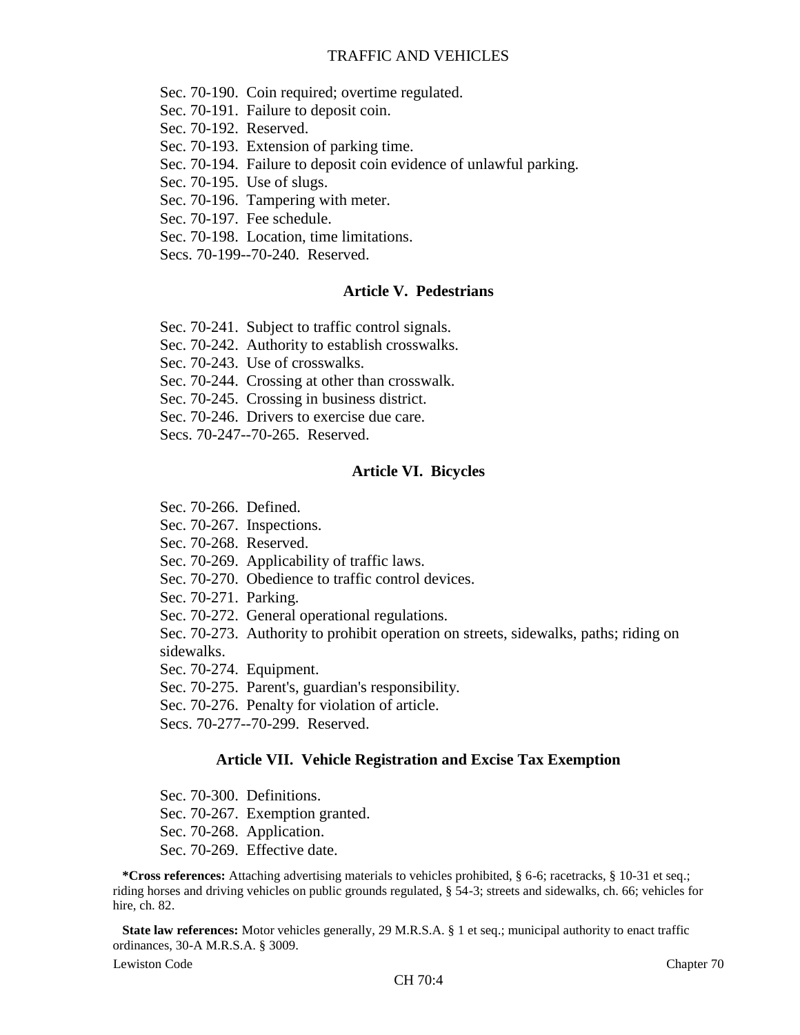Sec. 70-190. Coin required; overtime regulated.
Sec. 70-191. Failure to deposit coin.
Sec. 70-192. Reserved.
Sec. 70-193. Extension of parking time.
Sec. 70-194. Failure to deposit coin evidence of unlawful parking.
Sec. 70-195. Use of slugs.
Sec. 70-196. Tampering with meter.
Sec. 70-197. Fee schedule.
Sec. 70-198. Location, time limitations.
Secs. 70-199--70-240. Reserved.

### Article V. Pedestrians

Sec. 70-241. Subject to traffic control signals.
Sec. 70-242. Authority to establish crosswalks.
Sec. 70-243. Use of crosswalks.
Sec. 70-244. Crossing at other than crosswalk.
Sec. 70-245. Crossing in business district.
Sec. 70-246. Drivers to exercise due care.
Secs. 70-247--70-265. Reserved.

### Article VI. Bicycles

Sec. 70-266. Defined.
Sec. 70-267. Inspections.
Sec. 70-268. Reserved.
Sec. 70-269. Applicability of traffic laws.
Sec. 70-270. Obedience to traffic control devices.
Sec. 70-271. Parking.
Sec. 70-272. General operational regulations.
Sec. 70-273. Authority to prohibit operation on streets, sidewalks, paths; riding on sidewalks.
Sec. 70-274. Equipment.
Sec. 70-275. Parent's, guardian's responsibility.
Sec. 70-276. Penalty for violation of article.
Secs. 70-277--70-299. Reserved.

### Article VII. Vehicle Registration and Excise Tax Exemption

Sec. 70-300. Definitions.
Sec. 70-267. Exemption granted.
Sec. 70-268. Application.
Sec. 70-269. Effective date.

**\*Cross references:** Attaching advertising materials to vehicles prohibited, § 6-6; racetracks, § 10-31 et seq.; riding horses and driving vehicles on public grounds regulated, § 54-3; streets and sidewalks, ch. 66; vehicles for hire, ch. 82.

**State law references:** Motor vehicles generally, 29 M.R.S.A. § 1 et seq.; municipal authority to enact traffic ordinances, 30-A M.R.S.A. § 3009.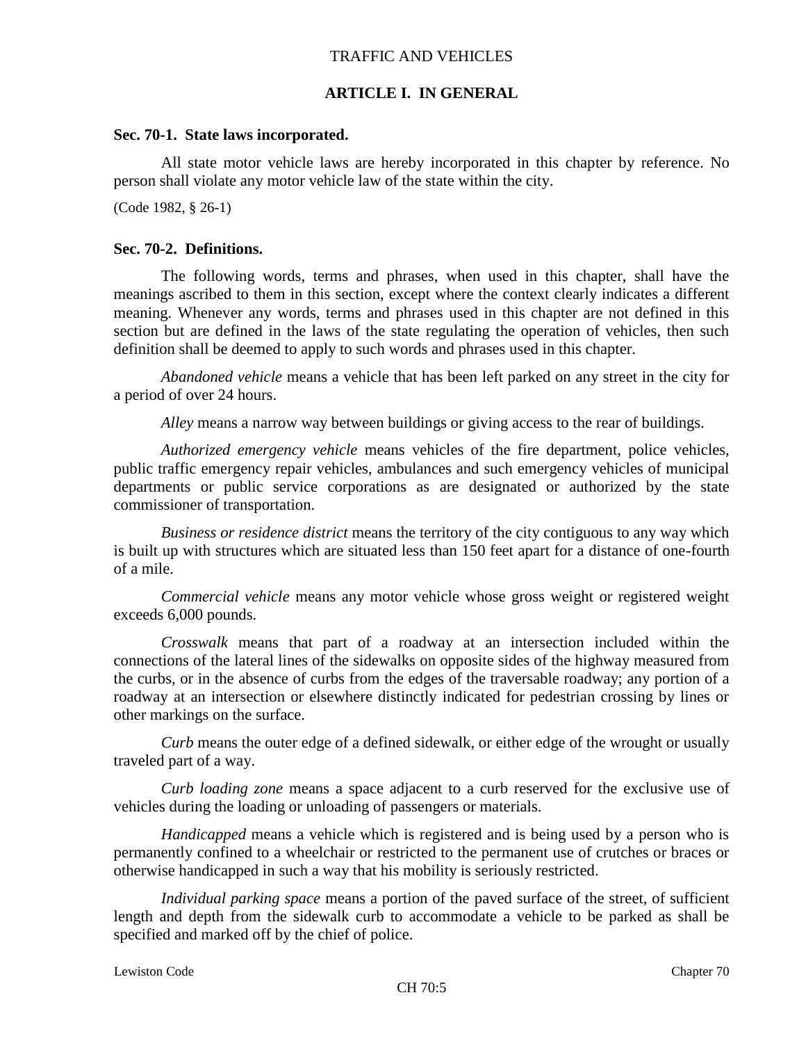TRAFFIC AND VEHICLES

## ARTICLE I. IN GENERAL

### Sec. 70-1. State laws incorporated.

All state motor vehicle laws are hereby incorporated in this chapter by reference. No person shall violate any motor vehicle law of the state within the city.

(Code 1982, § 26-1)

### Sec. 70-2. Definitions.

The following words, terms and phrases, when used in this chapter, shall have the meanings ascribed to them in this section, except where the context clearly indicates a different meaning. Whenever any words, terms and phrases used in this chapter are not defined in this section but are defined in the laws of the state regulating the operation of vehicles, then such definition shall be deemed to apply to such words and phrases used in this chapter.

*Abandoned vehicle* means a vehicle that has been left parked on any street in the city for a period of over 24 hours.

*Alley* means a narrow way between buildings or giving access to the rear of buildings.

*Authorized emergency vehicle* means vehicles of the fire department, police vehicles, public traffic emergency repair vehicles, ambulances and such emergency vehicles of municipal departments or public service corporations as are designated or authorized by the state commissioner of transportation.

*Business or residence district* means the territory of the city contiguous to any way which is built up with structures which are situated less than 150 feet apart for a distance of one-fourth of a mile.

*Commercial vehicle* means any motor vehicle whose gross weight or registered weight exceeds 6,000 pounds.

*Crosswalk* means that part of a roadway at an intersection included within the connections of the lateral lines of the sidewalks on opposite sides of the highway measured from the curbs, or in the absence of curbs from the edges of the traversable roadway; any portion of a roadway at an intersection or elsewhere distinctly indicated for pedestrian crossing by lines or other markings on the surface.

*Curb* means the outer edge of a defined sidewalk, or either edge of the wrought or usually traveled part of a way.

*Curb loading zone* means a space adjacent to a curb reserved for the exclusive use of vehicles during the loading or unloading of passengers or materials.

*Handicapped* means a vehicle which is registered and is being used by a person who is permanently confined to a wheelchair or restricted to the permanent use of crutches or braces or otherwise handicapped in such a way that his mobility is seriously restricted.

*Individual parking space* means a portion of the paved surface of the street, of sufficient length and depth from the sidewalk curb to accommodate a vehicle to be parked as shall be specified and marked off by the chief of police.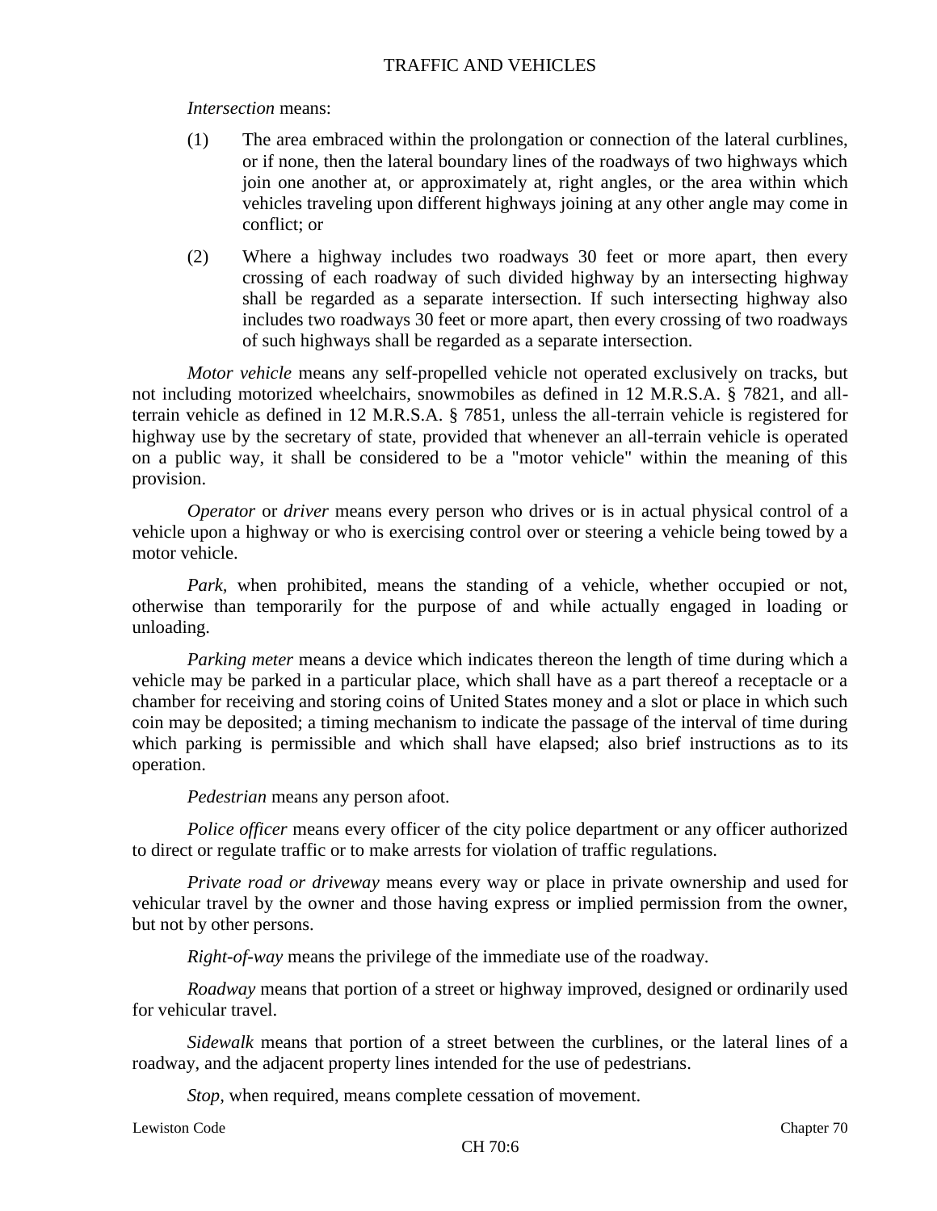*Intersection* means:

(1) The area embraced within the prolongation or connection of the lateral curblines, or if none, then the lateral boundary lines of the roadways of two highways which join one another at, or approximately at, right angles, or the area within which vehicles traveling upon different highways joining at any other angle may come in conflict; or

(2) Where a highway includes two roadways 30 feet or more apart, then every crossing of each roadway of such divided highway by an intersecting highway shall be regarded as a separate intersection. If such intersecting highway also includes two roadways 30 feet or more apart, then every crossing of two roadways of such highways shall be regarded as a separate intersection.

*Motor vehicle* means any self-propelled vehicle not operated exclusively on tracks, but not including motorized wheelchairs, snowmobiles as defined in 12 M.R.S.A. § 7821, and all-terrain vehicle as defined in 12 M.R.S.A. § 7851, unless the all-terrain vehicle is registered for highway use by the secretary of state, provided that whenever an all-terrain vehicle is operated on a public way, it shall be considered to be a "motor vehicle" within the meaning of this provision.

*Operator* or *driver* means every person who drives or is in actual physical control of a vehicle upon a highway or who is exercising control over or steering a vehicle being towed by a motor vehicle.

*Park,* when prohibited, means the standing of a vehicle, whether occupied or not, otherwise than temporarily for the purpose of and while actually engaged in loading or unloading.

*Parking meter* means a device which indicates thereon the length of time during which a vehicle may be parked in a particular place, which shall have as a part thereof a receptacle or a chamber for receiving and storing coins of United States money and a slot or place in which such coin may be deposited; a timing mechanism to indicate the passage of the interval of time during which parking is permissible and which shall have elapsed; also brief instructions as to its operation.

*Pedestrian* means any person afoot.

*Police officer* means every officer of the city police department or any officer authorized to direct or regulate traffic or to make arrests for violation of traffic regulations.

*Private road or driveway* means every way or place in private ownership and used for vehicular travel by the owner and those having express or implied permission from the owner, but not by other persons.

*Right-of-way* means the privilege of the immediate use of the roadway.

*Roadway* means that portion of a street or highway improved, designed or ordinarily used for vehicular travel.

*Sidewalk* means that portion of a street between the curblines, or the lateral lines of a roadway, and the adjacent property lines intended for the use of pedestrians.

*Stop,* when required, means complete cessation of movement.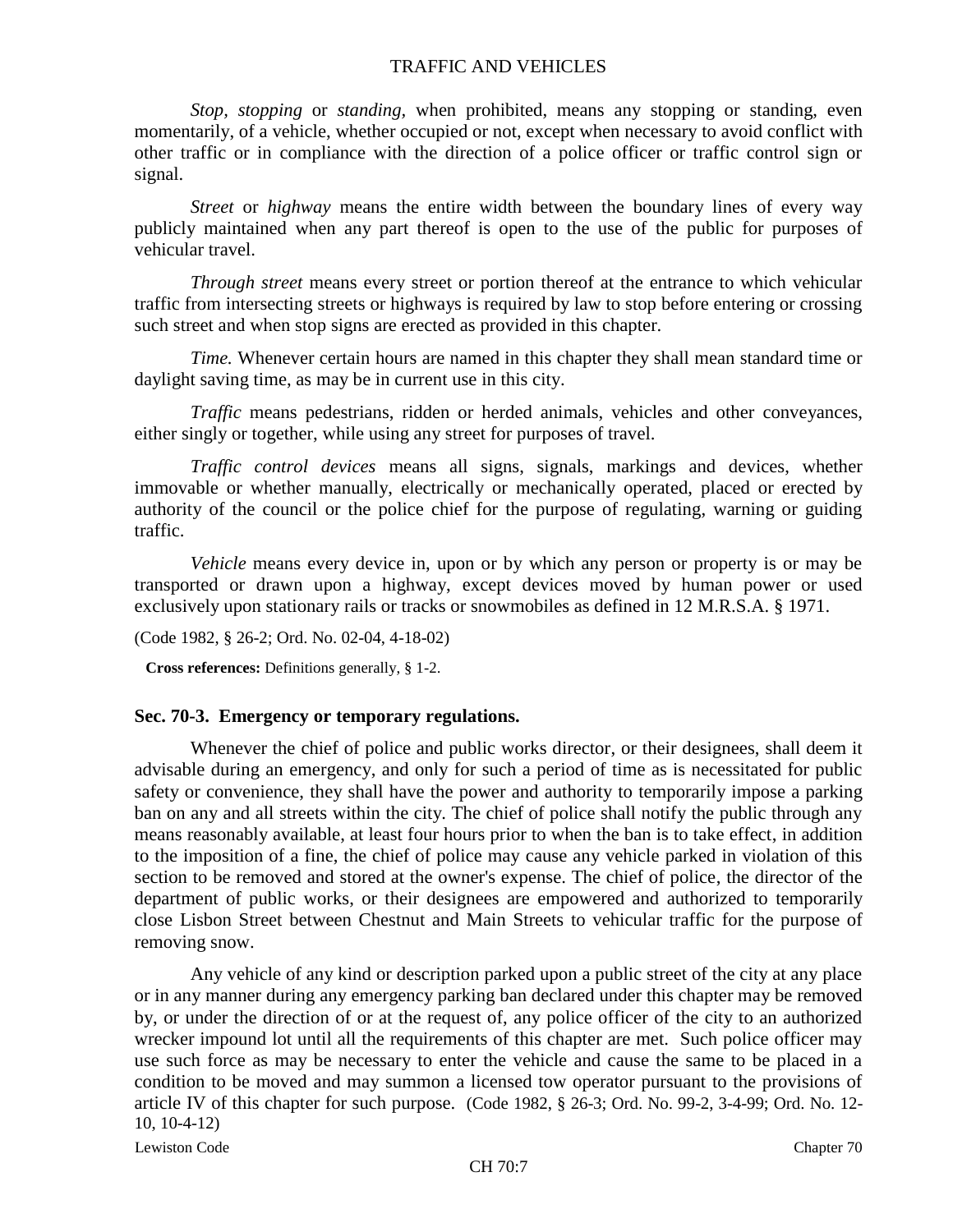*Stop, stopping* or *standing,* when prohibited, means any stopping or standing, even momentarily, of a vehicle, whether occupied or not, except when necessary to avoid conflict with other traffic or in compliance with the direction of a police officer or traffic control sign or signal.

*Street* or *highway* means the entire width between the boundary lines of every way publicly maintained when any part thereof is open to the use of the public for purposes of vehicular travel.

*Through street* means every street or portion thereof at the entrance to which vehicular traffic from intersecting streets or highways is required by law to stop before entering or crossing such street and when stop signs are erected as provided in this chapter.

*Time.* Whenever certain hours are named in this chapter they shall mean standard time or daylight saving time, as may be in current use in this city.

*Traffic* means pedestrians, ridden or herded animals, vehicles and other conveyances, either singly or together, while using any street for purposes of travel.

*Traffic control devices* means all signs, signals, markings and devices, whether immovable or whether manually, electrically or mechanically operated, placed or erected by authority of the council or the police chief for the purpose of regulating, warning or guiding traffic.

*Vehicle* means every device in, upon or by which any person or property is or may be transported or drawn upon a highway, except devices moved by human power or used exclusively upon stationary rails or tracks or snowmobiles as defined in 12 M.R.S.A. § 1971.

(Code 1982, § 26-2; Ord. No. 02-04, 4-18-02)

**Cross references:** Definitions generally, § 1-2.

### Sec. 70-3. Emergency or temporary regulations.

Whenever the chief of police and public works director, or their designees, shall deem it advisable during an emergency, and only for such a period of time as is necessitated for public safety or convenience, they shall have the power and authority to temporarily impose a parking ban on any and all streets within the city. The chief of police shall notify the public through any means reasonably available, at least four hours prior to when the ban is to take effect, in addition to the imposition of a fine, the chief of police may cause any vehicle parked in violation of this section to be removed and stored at the owner's expense. The chief of police, the director of the department of public works, or their designees are empowered and authorized to temporarily close Lisbon Street between Chestnut and Main Streets to vehicular traffic for the purpose of removing snow.

Any vehicle of any kind or description parked upon a public street of the city at any place or in any manner during any emergency parking ban declared under this chapter may be removed by, or under the direction of or at the request of, any police officer of the city to an authorized wrecker impound lot until all the requirements of this chapter are met. Such police officer may use such force as may be necessary to enter the vehicle and cause the same to be placed in a condition to be moved and may summon a licensed tow operator pursuant to the provisions of article IV of this chapter for such purpose. (Code 1982, § 26-3; Ord. No. 99-2, 3-4-99; Ord. No. 12-10, 10-4-12)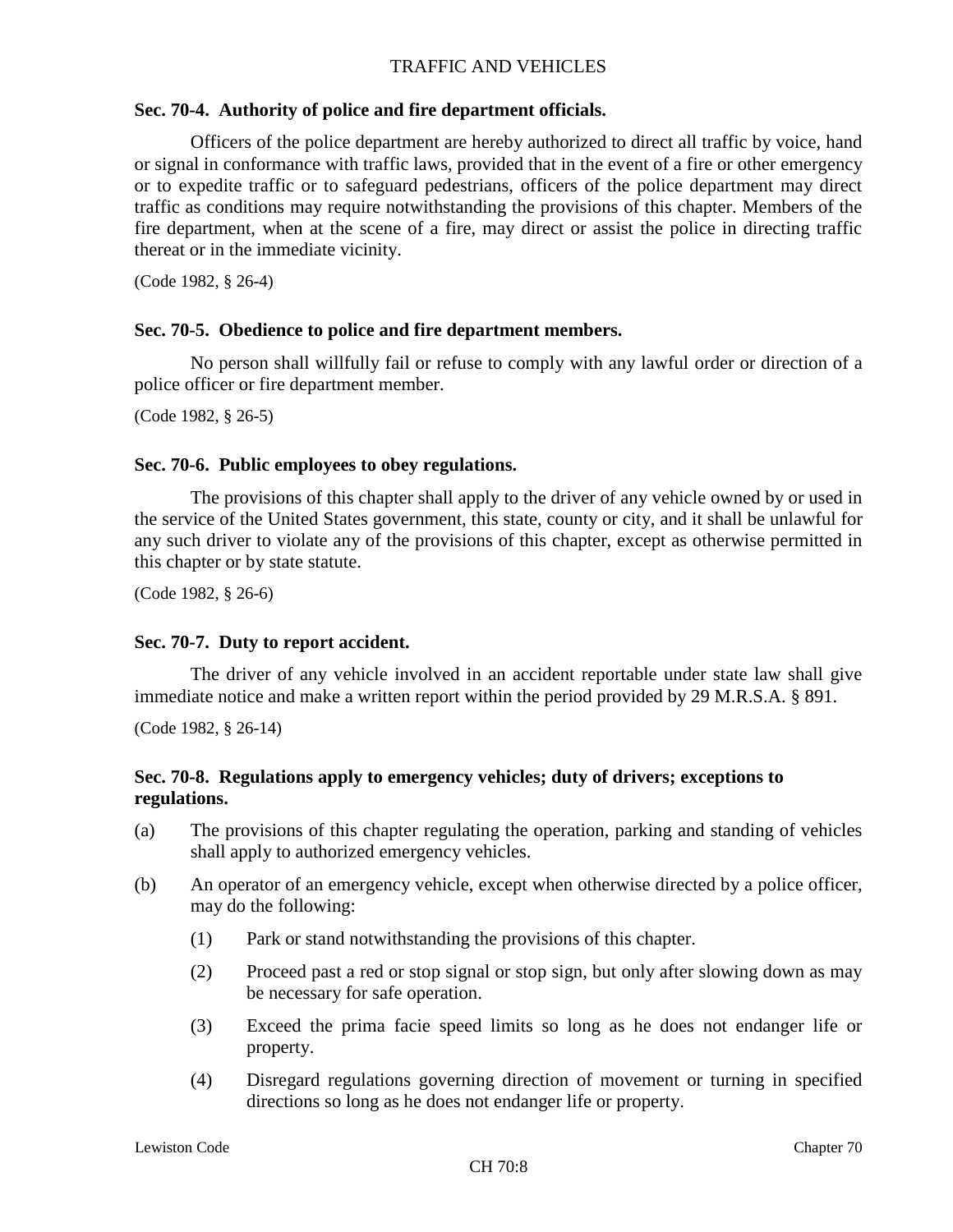### Sec. 70-4. Authority of police and fire department officials.

Officers of the police department are hereby authorized to direct all traffic by voice, hand or signal in conformance with traffic laws, provided that in the event of a fire or other emergency or to expedite traffic or to safeguard pedestrians, officers of the police department may direct traffic as conditions may require notwithstanding the provisions of this chapter. Members of the fire department, when at the scene of a fire, may direct or assist the police in directing traffic thereat or in the immediate vicinity.

(Code 1982, § 26-4)

### Sec. 70-5. Obedience to police and fire department members.

No person shall willfully fail or refuse to comply with any lawful order or direction of a police officer or fire department member.

(Code 1982, § 26-5)

### Sec. 70-6. Public employees to obey regulations.

The provisions of this chapter shall apply to the driver of any vehicle owned by or used in the service of the United States government, this state, county or city, and it shall be unlawful for any such driver to violate any of the provisions of this chapter, except as otherwise permitted in this chapter or by state statute.

(Code 1982, § 26-6)

### Sec. 70-7. Duty to report accident.

The driver of any vehicle involved in an accident reportable under state law shall give immediate notice and make a written report within the period provided by 29 M.R.S.A. § 891.

(Code 1982, § 26-14)

### Sec. 70-8. Regulations apply to emergency vehicles; duty of drivers; exceptions to regulations.

(a) The provisions of this chapter regulating the operation, parking and standing of vehicles shall apply to authorized emergency vehicles.

(b) An operator of an emergency vehicle, except when otherwise directed by a police officer, may do the following:

  (1) Park or stand notwithstanding the provisions of this chapter.

  (2) Proceed past a red or stop signal or stop sign, but only after slowing down as may be necessary for safe operation.

  (3) Exceed the prima facie speed limits so long as he does not endanger life or property.

  (4) Disregard regulations governing direction of movement or turning in specified directions so long as he does not endanger life or property.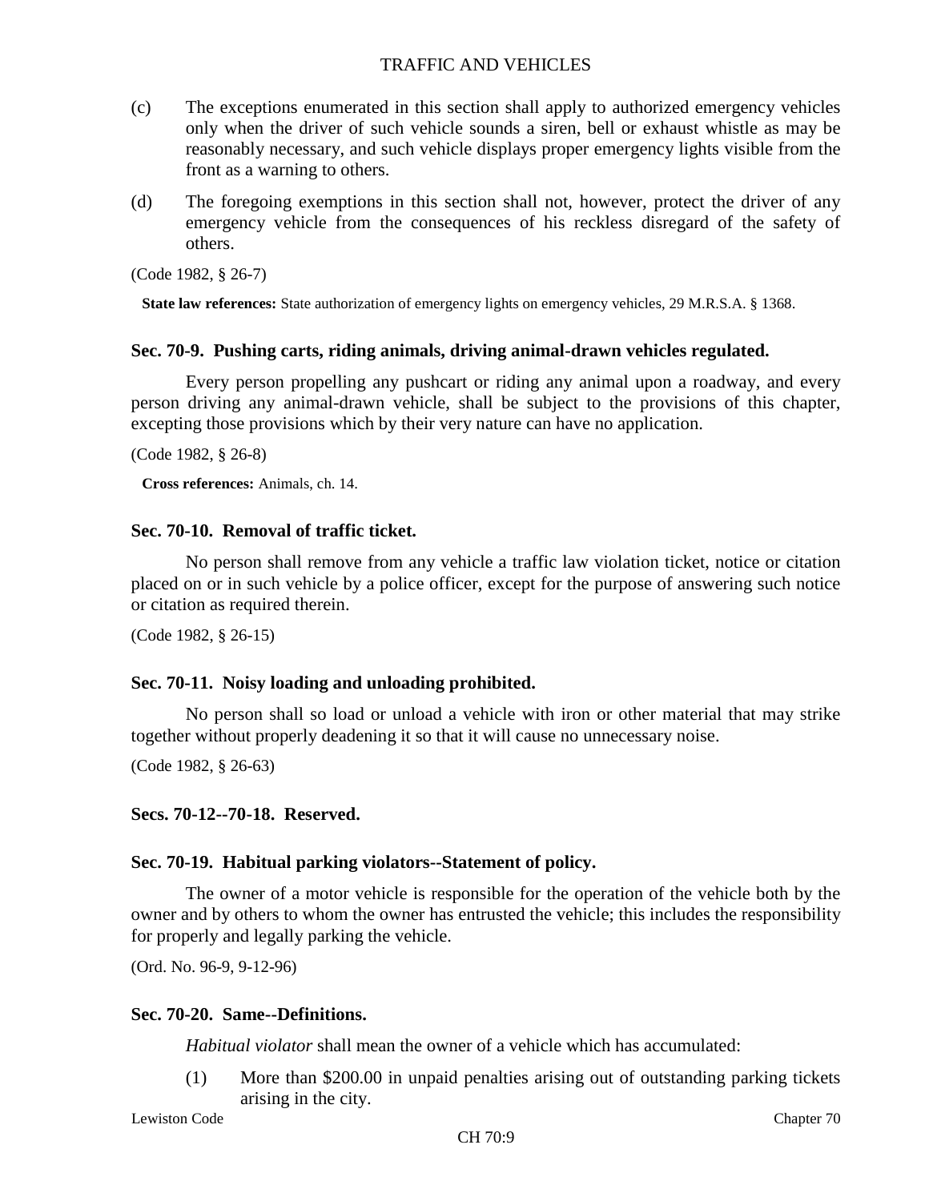(c) The exceptions enumerated in this section shall apply to authorized emergency vehicles only when the driver of such vehicle sounds a siren, bell or exhaust whistle as may be reasonably necessary, and such vehicle displays proper emergency lights visible from the front as a warning to others.

(d) The foregoing exemptions in this section shall not, however, protect the driver of any emergency vehicle from the consequences of his reckless disregard of the safety of others.

(Code 1982, § 26-7)

**State law references:** State authorization of emergency lights on emergency vehicles, 29 M.R.S.A. § 1368.

### Sec. 70-9. Pushing carts, riding animals, driving animal-drawn vehicles regulated.

Every person propelling any pushcart or riding any animal upon a roadway, and every person driving any animal-drawn vehicle, shall be subject to the provisions of this chapter, excepting those provisions which by their very nature can have no application.

(Code 1982, § 26-8)

**Cross references:** Animals, ch. 14.

### Sec. 70-10. Removal of traffic ticket.

No person shall remove from any vehicle a traffic law violation ticket, notice or citation placed on or in such vehicle by a police officer, except for the purpose of answering such notice or citation as required therein.

(Code 1982, § 26-15)

### Sec. 70-11. Noisy loading and unloading prohibited.

No person shall so load or unload a vehicle with iron or other material that may strike together without properly deadening it so that it will cause no unnecessary noise.

(Code 1982, § 26-63)

### Secs. 70-12--70-18. Reserved.

### Sec. 70-19. Habitual parking violators--Statement of policy.

The owner of a motor vehicle is responsible for the operation of the vehicle both by the owner and by others to whom the owner has entrusted the vehicle; this includes the responsibility for properly and legally parking the vehicle.

(Ord. No. 96-9, 9-12-96)

### Sec. 70-20. Same--Definitions.

*Habitual violator* shall mean the owner of a vehicle which has accumulated:

(1) More than $200.00 in unpaid penalties arising out of outstanding parking tickets arising in the city.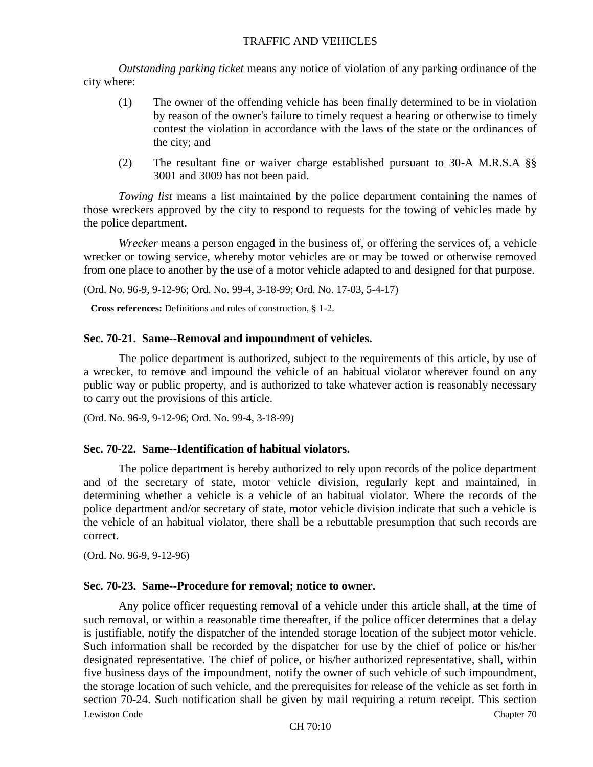*Outstanding parking ticket* means any notice of violation of any parking ordinance of the city where:

(1) The owner of the offending vehicle has been finally determined to be in violation by reason of the owner's failure to timely request a hearing or otherwise to timely contest the violation in accordance with the laws of the state or the ordinances of the city; and

(2) The resultant fine or waiver charge established pursuant to 30-A M.R.S.A §§ 3001 and 3009 has not been paid.

*Towing list* means a list maintained by the police department containing the names of those wreckers approved by the city to respond to requests for the towing of vehicles made by the police department.

*Wrecker* means a person engaged in the business of, or offering the services of, a vehicle wrecker or towing service, whereby motor vehicles are or may be towed or otherwise removed from one place to another by the use of a motor vehicle adapted to and designed for that purpose.

(Ord. No. 96-9, 9-12-96; Ord. No. 99-4, 3-18-99; Ord. No. 17-03, 5-4-17)

**Cross references:** Definitions and rules of construction, § 1-2.

### Sec. 70-21. Same--Removal and impoundment of vehicles.

The police department is authorized, subject to the requirements of this article, by use of a wrecker, to remove and impound the vehicle of an habitual violator wherever found on any public way or public property, and is authorized to take whatever action is reasonably necessary to carry out the provisions of this article.

(Ord. No. 96-9, 9-12-96; Ord. No. 99-4, 3-18-99)

### Sec. 70-22. Same--Identification of habitual violators.

The police department is hereby authorized to rely upon records of the police department and of the secretary of state, motor vehicle division, regularly kept and maintained, in determining whether a vehicle is a vehicle of an habitual violator. Where the records of the police department and/or secretary of state, motor vehicle division indicate that such a vehicle is the vehicle of an habitual violator, there shall be a rebuttable presumption that such records are correct.

(Ord. No. 96-9, 9-12-96)

### Sec. 70-23. Same--Procedure for removal; notice to owner.

Any police officer requesting removal of a vehicle under this article shall, at the time of such removal, or within a reasonable time thereafter, if the police officer determines that a delay is justifiable, notify the dispatcher of the intended storage location of the subject motor vehicle. Such information shall be recorded by the dispatcher for use by the chief of police or his/her designated representative. The chief of police, or his/her authorized representative, shall, within five business days of the impoundment, notify the owner of such vehicle of such impoundment, the storage location of such vehicle, and the prerequisites for release of the vehicle as set forth in section 70-24. Such notification shall be given by mail requiring a return receipt. This section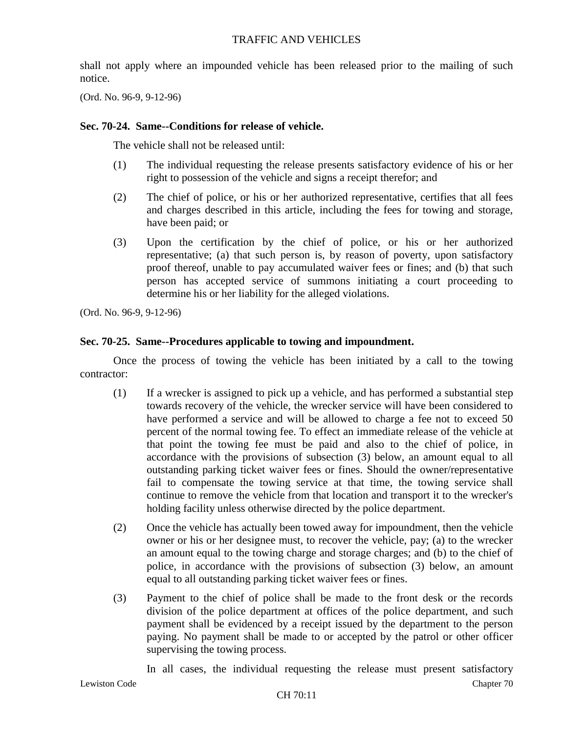shall not apply where an impounded vehicle has been released prior to the mailing of such notice.

(Ord. No. 96-9, 9-12-96)

**Sec. 70-24. Same--Conditions for release of vehicle.**

The vehicle shall not be released until:

(1) The individual requesting the release presents satisfactory evidence of his or her right to possession of the vehicle and signs a receipt therefor; and

(2) The chief of police, or his or her authorized representative, certifies that all fees and charges described in this article, including the fees for towing and storage, have been paid; or

(3) Upon the certification by the chief of police, or his or her authorized representative; (a) that such person is, by reason of poverty, upon satisfactory proof thereof, unable to pay accumulated waiver fees or fines; and (b) that such person has accepted service of summons initiating a court proceeding to determine his or her liability for the alleged violations.

(Ord. No. 96-9, 9-12-96)

**Sec. 70-25. Same--Procedures applicable to towing and impoundment.**

Once the process of towing the vehicle has been initiated by a call to the towing contractor:

(1) If a wrecker is assigned to pick up a vehicle, and has performed a substantial step towards recovery of the vehicle, the wrecker service will have been considered to have performed a service and will be allowed to charge a fee not to exceed 50 percent of the normal towing fee. To effect an immediate release of the vehicle at that point the towing fee must be paid and also to the chief of police, in accordance with the provisions of subsection (3) below, an amount equal to all outstanding parking ticket waiver fees or fines. Should the owner/representative fail to compensate the towing service at that time, the towing service shall continue to remove the vehicle from that location and transport it to the wrecker's holding facility unless otherwise directed by the police department.

(2) Once the vehicle has actually been towed away for impoundment, then the vehicle owner or his or her designee must, to recover the vehicle, pay; (a) to the wrecker an amount equal to the towing charge and storage charges; and (b) to the chief of police, in accordance with the provisions of subsection (3) below, an amount equal to all outstanding parking ticket waiver fees or fines.

(3) Payment to the chief of police shall be made to the front desk or the records division of the police department at offices of the police department, and such payment shall be evidenced by a receipt issued by the department to the person paying. No payment shall be made to or accepted by the patrol or other officer supervising the towing process.

In all cases, the individual requesting the release must present satisfactory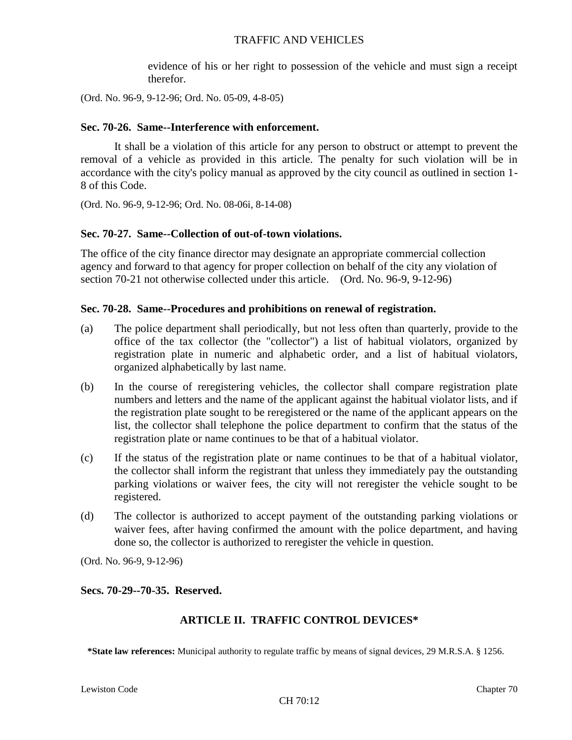evidence of his or her right to possession of the vehicle and must sign a receipt therefor.

(Ord. No. 96-9, 9-12-96; Ord. No. 05-09, 4-8-05)

**Sec. 70-26. Same--Interference with enforcement.**

It shall be a violation of this article for any person to obstruct or attempt to prevent the removal of a vehicle as provided in this article. The penalty for such violation will be in accordance with the city's policy manual as approved by the city council as outlined in section 1-8 of this Code.

(Ord. No. 96-9, 9-12-96; Ord. No. 08-06i, 8-14-08)

**Sec. 70-27. Same--Collection of out-of-town violations.**

The office of the city finance director may designate an appropriate commercial collection agency and forward to that agency for proper collection on behalf of the city any violation of section 70-21 not otherwise collected under this article. (Ord. No. 96-9, 9-12-96)

**Sec. 70-28. Same--Procedures and prohibitions on renewal of registration.**

(a) The police department shall periodically, but not less often than quarterly, provide to the office of the tax collector (the "collector") a list of habitual violators, organized by registration plate in numeric and alphabetic order, and a list of habitual violators, organized alphabetically by last name.

(b) In the course of reregistering vehicles, the collector shall compare registration plate numbers and letters and the name of the applicant against the habitual violator lists, and if the registration plate sought to be reregistered or the name of the applicant appears on the list, the collector shall telephone the police department to confirm that the status of the registration plate or name continues to be that of a habitual violator.

(c) If the status of the registration plate or name continues to be that of a habitual violator, the collector shall inform the registrant that unless they immediately pay the outstanding parking violations or waiver fees, the city will not reregister the vehicle sought to be registered.

(d) The collector is authorized to accept payment of the outstanding parking violations or waiver fees, after having confirmed the amount with the police department, and having done so, the collector is authorized to reregister the vehicle in question.

(Ord. No. 96-9, 9-12-96)

**Secs. 70-29--70-35. Reserved.**

## ARTICLE II. TRAFFIC CONTROL DEVICES*

***State law references:** Municipal authority to regulate traffic by means of signal devices, 29 M.R.S.A. § 1256.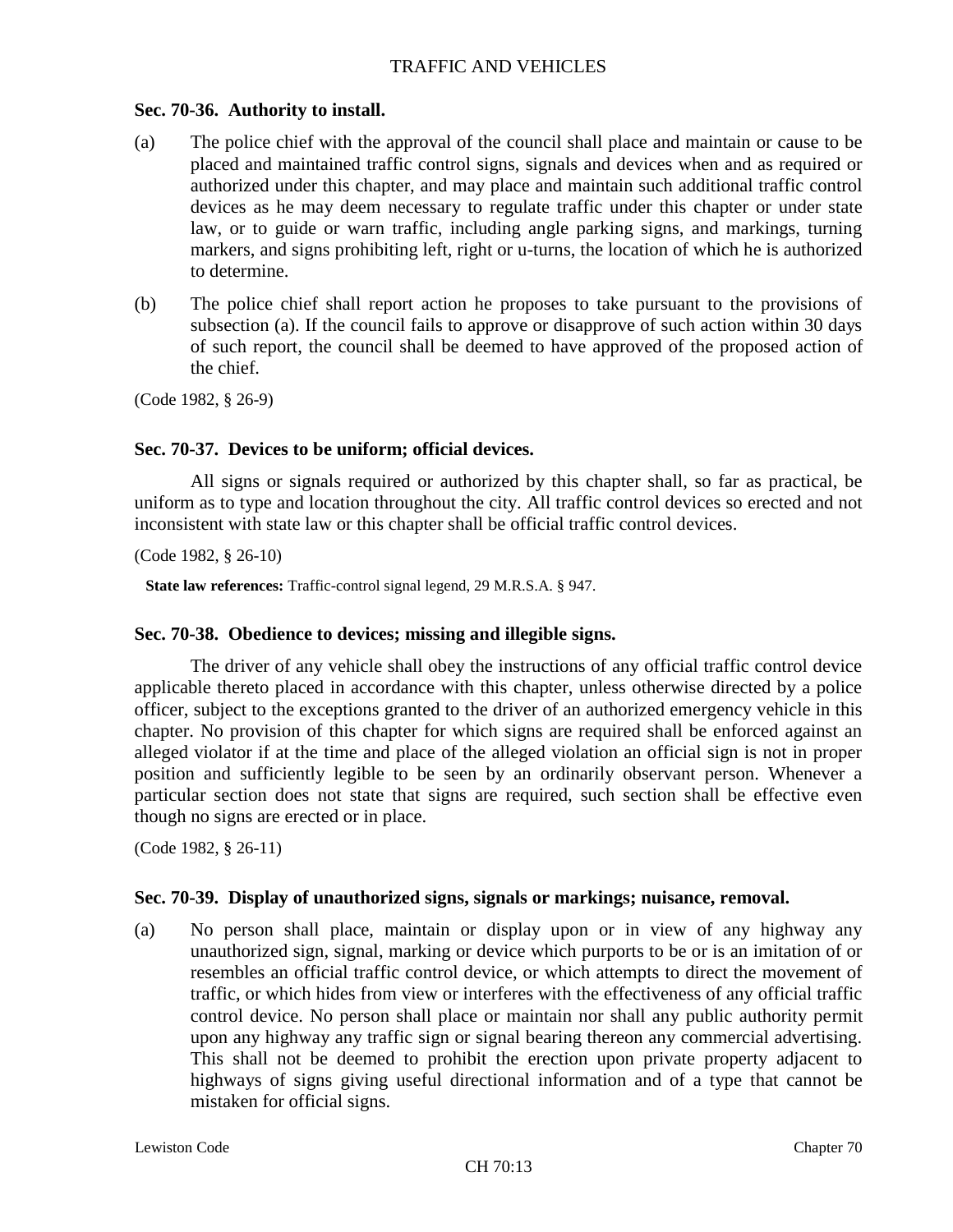### Sec. 70-36. Authority to install.

(a) The police chief with the approval of the council shall place and maintain or cause to be placed and maintained traffic control signs, signals and devices when and as required or authorized under this chapter, and may place and maintain such additional traffic control devices as he may deem necessary to regulate traffic under this chapter or under state law, or to guide or warn traffic, including angle parking signs, and markings, turning markers, and signs prohibiting left, right or u-turns, the location of which he is authorized to determine.

(b) The police chief shall report action he proposes to take pursuant to the provisions of subsection (a). If the council fails to approve or disapprove of such action within 30 days of such report, the council shall be deemed to have approved of the proposed action of the chief.

(Code 1982, § 26-9)

### Sec. 70-37. Devices to be uniform; official devices.

All signs or signals required or authorized by this chapter shall, so far as practical, be uniform as to type and location throughout the city. All traffic control devices so erected and not inconsistent with state law or this chapter shall be official traffic control devices.

(Code 1982, § 26-10)

**State law references:** Traffic-control signal legend, 29 M.R.S.A. § 947.

### Sec. 70-38. Obedience to devices; missing and illegible signs.

The driver of any vehicle shall obey the instructions of any official traffic control device applicable thereto placed in accordance with this chapter, unless otherwise directed by a police officer, subject to the exceptions granted to the driver of an authorized emergency vehicle in this chapter. No provision of this chapter for which signs are required shall be enforced against an alleged violator if at the time and place of the alleged violation an official sign is not in proper position and sufficiently legible to be seen by an ordinarily observant person. Whenever a particular section does not state that signs are required, such section shall be effective even though no signs are erected or in place.

(Code 1982, § 26-11)

### Sec. 70-39. Display of unauthorized signs, signals or markings; nuisance, removal.

(a) No person shall place, maintain or display upon or in view of any highway any unauthorized sign, signal, marking or device which purports to be or is an imitation of or resembles an official traffic control device, or which attempts to direct the movement of traffic, or which hides from view or interferes with the effectiveness of any official traffic control device. No person shall place or maintain nor shall any public authority permit upon any highway any traffic sign or signal bearing thereon any commercial advertising. This shall not be deemed to prohibit the erection upon private property adjacent to highways of signs giving useful directional information and of a type that cannot be mistaken for official signs.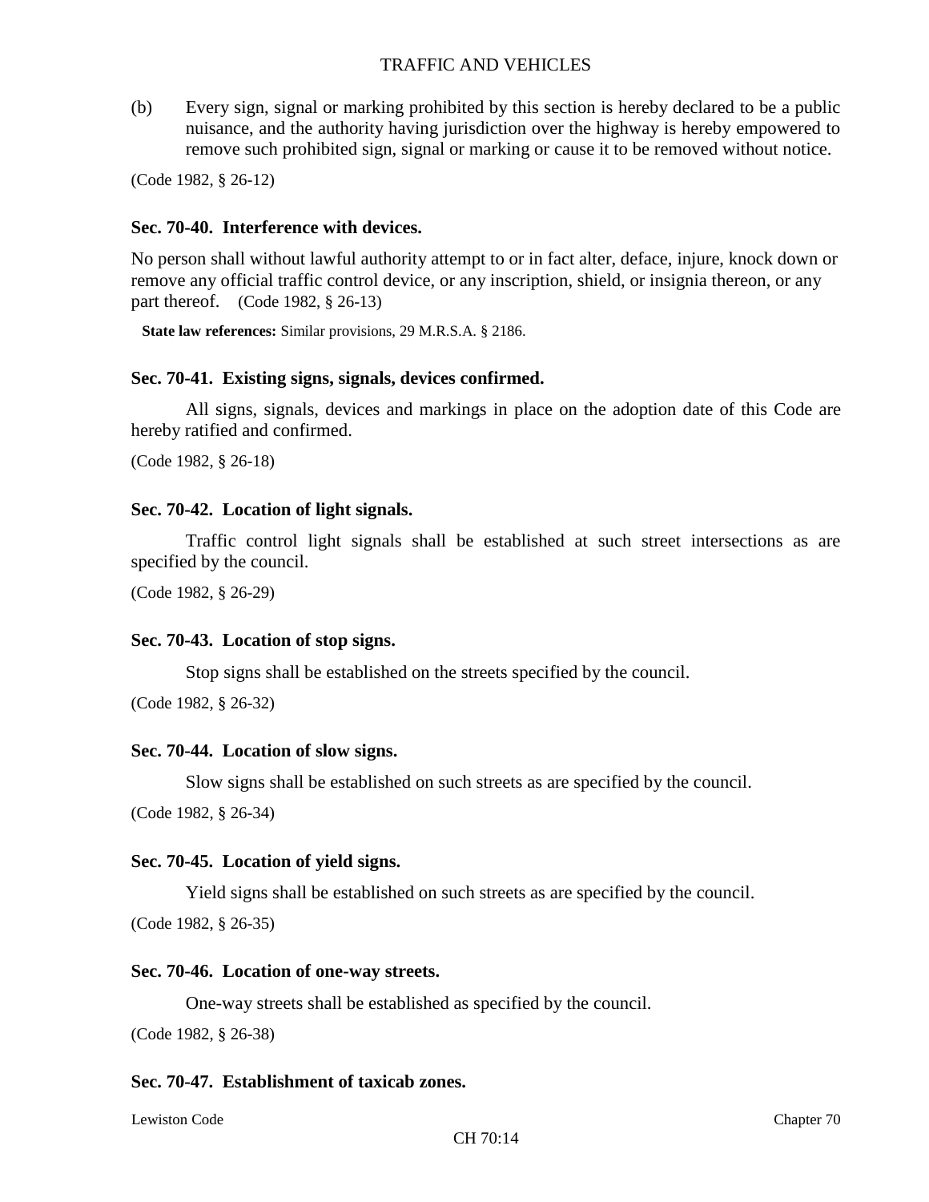(b) Every sign, signal or marking prohibited by this section is hereby declared to be a public nuisance, and the authority having jurisdiction over the highway is hereby empowered to remove such prohibited sign, signal or marking or cause it to be removed without notice.

(Code 1982, § 26-12)

### Sec. 70-40. Interference with devices.

No person shall without lawful authority attempt to or in fact alter, deface, injure, knock down or remove any official traffic control device, or any inscription, shield, or insignia thereon, or any part thereof. (Code 1982, § 26-13)

**State law references:** Similar provisions, 29 M.R.S.A. § 2186.

### Sec. 70-41. Existing signs, signals, devices confirmed.

All signs, signals, devices and markings in place on the adoption date of this Code are hereby ratified and confirmed.

(Code 1982, § 26-18)

### Sec. 70-42. Location of light signals.

Traffic control light signals shall be established at such street intersections as are specified by the council.

(Code 1982, § 26-29)

### Sec. 70-43. Location of stop signs.

Stop signs shall be established on the streets specified by the council.

(Code 1982, § 26-32)

### Sec. 70-44. Location of slow signs.

Slow signs shall be established on such streets as are specified by the council.

(Code 1982, § 26-34)

### Sec. 70-45. Location of yield signs.

Yield signs shall be established on such streets as are specified by the council.

(Code 1982, § 26-35)

### Sec. 70-46. Location of one-way streets.

One-way streets shall be established as specified by the council.

(Code 1982, § 26-38)

### Sec. 70-47. Establishment of taxicab zones.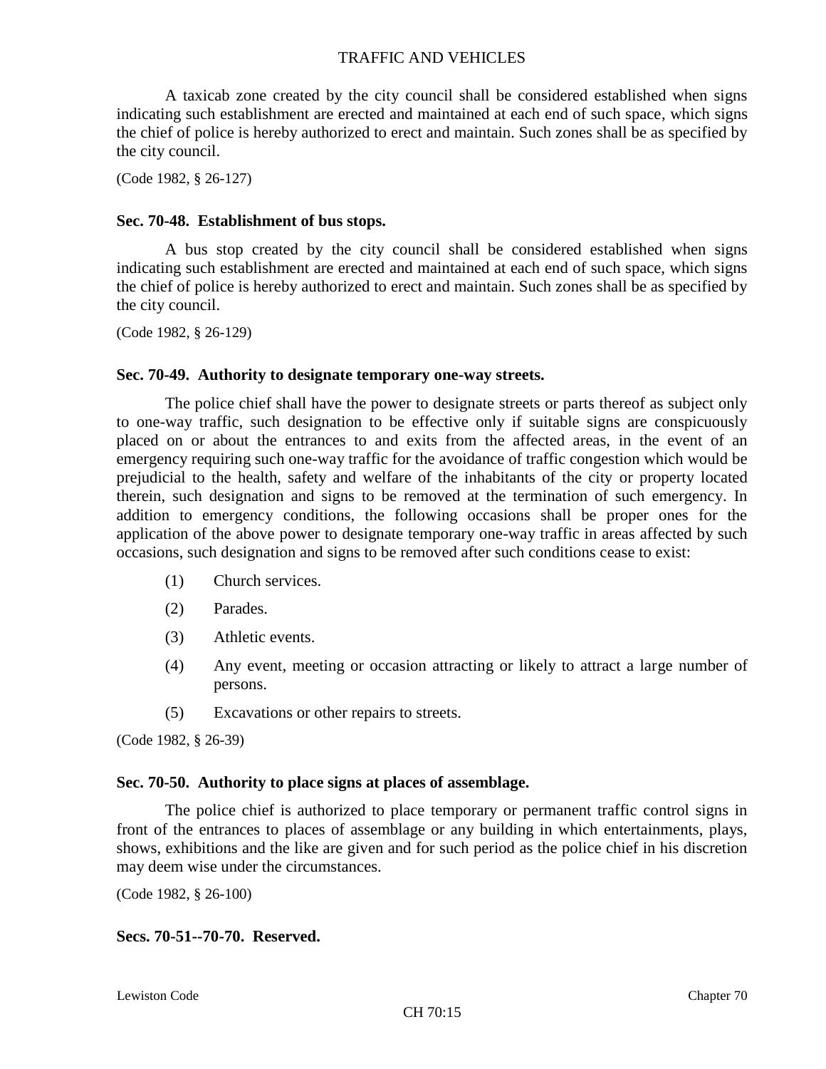A taxicab zone created by the city council shall be considered established when signs indicating such establishment are erected and maintained at each end of such space, which signs the chief of police is hereby authorized to erect and maintain. Such zones shall be as specified by the city council.

(Code 1982, § 26-127)

**Sec. 70-48. Establishment of bus stops.**

A bus stop created by the city council shall be considered established when signs indicating such establishment are erected and maintained at each end of such space, which signs the chief of police is hereby authorized to erect and maintain. Such zones shall be as specified by the city council.

(Code 1982, § 26-129)

**Sec. 70-49. Authority to designate temporary one-way streets.**

The police chief shall have the power to designate streets or parts thereof as subject only to one-way traffic, such designation to be effective only if suitable signs are conspicuously placed on or about the entrances to and exits from the affected areas, in the event of an emergency requiring such one-way traffic for the avoidance of traffic congestion which would be prejudicial to the health, safety and welfare of the inhabitants of the city or property located therein, such designation and signs to be removed at the termination of such emergency. In addition to emergency conditions, the following occasions shall be proper ones for the application of the above power to designate temporary one-way traffic in areas affected by such occasions, such designation and signs to be removed after such conditions cease to exist:

(1) Church services.

(2) Parades.

(3) Athletic events.

(4) Any event, meeting or occasion attracting or likely to attract a large number of persons.

(5) Excavations or other repairs to streets.

(Code 1982, § 26-39)

**Sec. 70-50. Authority to place signs at places of assemblage.**

The police chief is authorized to place temporary or permanent traffic control signs in front of the entrances to places of assemblage or any building in which entertainments, plays, shows, exhibitions and the like are given and for such period as the police chief in his discretion may deem wise under the circumstances.

(Code 1982, § 26-100)

**Secs. 70-51--70-70. Reserved.**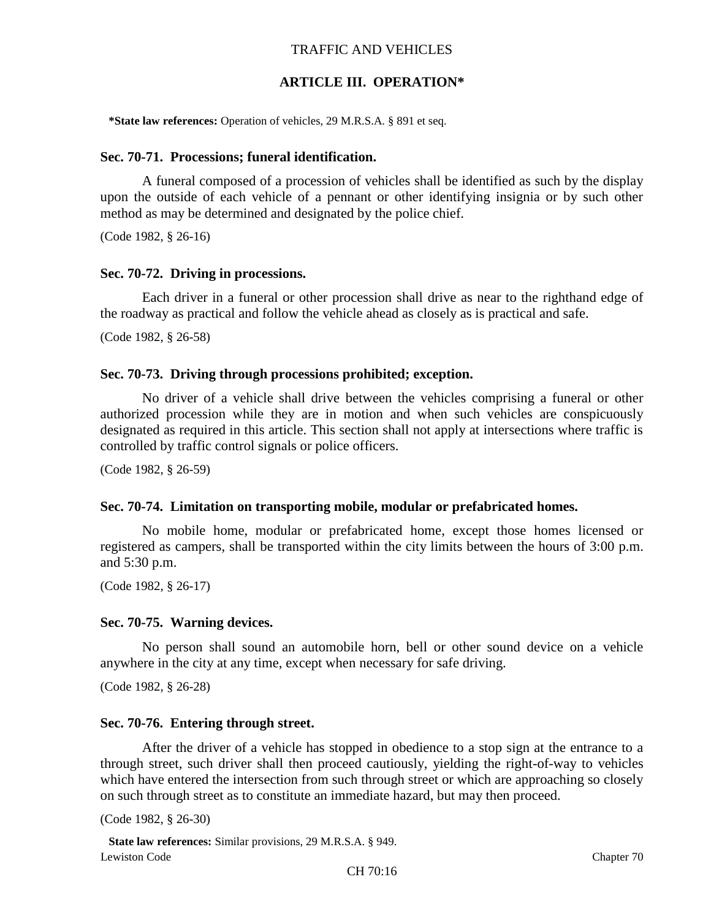## ARTICLE III. OPERATION*

**\*State law references:** Operation of vehicles, 29 M.R.S.A. § 891 et seq.

### Sec. 70-71. Processions; funeral identification.

A funeral composed of a procession of vehicles shall be identified as such by the display upon the outside of each vehicle of a pennant or other identifying insignia or by such other method as may be determined and designated by the police chief.

(Code 1982, § 26-16)

### Sec. 70-72. Driving in processions.

Each driver in a funeral or other procession shall drive as near to the righthand edge of the roadway as practical and follow the vehicle ahead as closely as is practical and safe.

(Code 1982, § 26-58)

### Sec. 70-73. Driving through processions prohibited; exception.

No driver of a vehicle shall drive between the vehicles comprising a funeral or other authorized procession while they are in motion and when such vehicles are conspicuously designated as required in this article. This section shall not apply at intersections where traffic is controlled by traffic control signals or police officers.

(Code 1982, § 26-59)

### Sec. 70-74. Limitation on transporting mobile, modular or prefabricated homes.

No mobile home, modular or prefabricated home, except those homes licensed or registered as campers, shall be transported within the city limits between the hours of 3:00 p.m. and 5:30 p.m.

(Code 1982, § 26-17)

### Sec. 70-75. Warning devices.

No person shall sound an automobile horn, bell or other sound device on a vehicle anywhere in the city at any time, except when necessary for safe driving.

(Code 1982, § 26-28)

### Sec. 70-76. Entering through street.

After the driver of a vehicle has stopped in obedience to a stop sign at the entrance to a through street, such driver shall then proceed cautiously, yielding the right-of-way to vehicles which have entered the intersection from such through street or which are approaching so closely on such through street as to constitute an immediate hazard, but may then proceed.

(Code 1982, § 26-30)

**State law references:** Similar provisions, 29 M.R.S.A. § 949.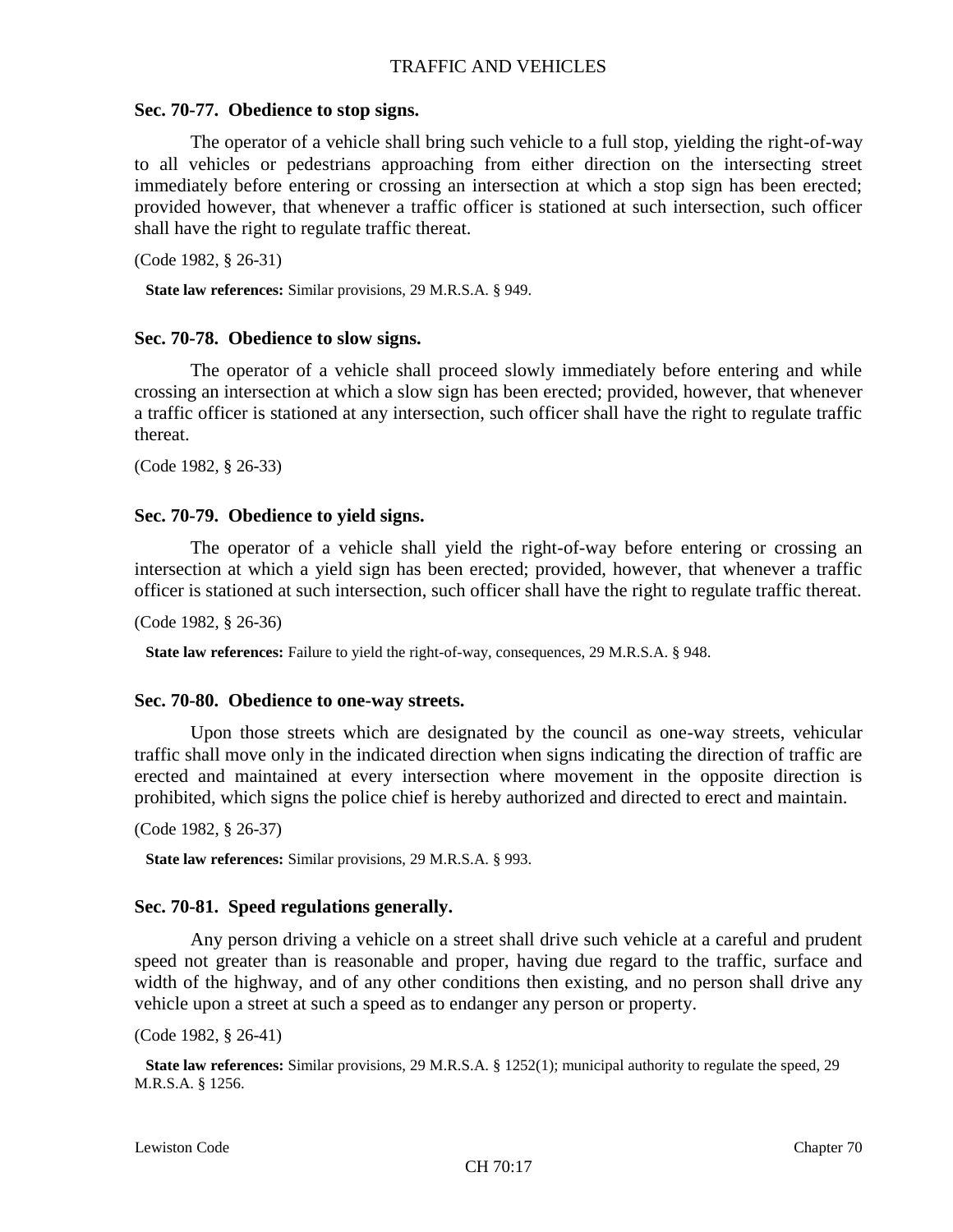### Sec. 70-77. Obedience to stop signs.

The operator of a vehicle shall bring such vehicle to a full stop, yielding the right-of-way to all vehicles or pedestrians approaching from either direction on the intersecting street immediately before entering or crossing an intersection at which a stop sign has been erected; provided however, that whenever a traffic officer is stationed at such intersection, such officer shall have the right to regulate traffic thereat.

(Code 1982, § 26-31)

**State law references:** Similar provisions, 29 M.R.S.A. § 949.

### Sec. 70-78. Obedience to slow signs.

The operator of a vehicle shall proceed slowly immediately before entering and while crossing an intersection at which a slow sign has been erected; provided, however, that whenever a traffic officer is stationed at any intersection, such officer shall have the right to regulate traffic thereat.

(Code 1982, § 26-33)

### Sec. 70-79. Obedience to yield signs.

The operator of a vehicle shall yield the right-of-way before entering or crossing an intersection at which a yield sign has been erected; provided, however, that whenever a traffic officer is stationed at such intersection, such officer shall have the right to regulate traffic thereat.

(Code 1982, § 26-36)

**State law references:** Failure to yield the right-of-way, consequences, 29 M.R.S.A. § 948.

### Sec. 70-80. Obedience to one-way streets.

Upon those streets which are designated by the council as one-way streets, vehicular traffic shall move only in the indicated direction when signs indicating the direction of traffic are erected and maintained at every intersection where movement in the opposite direction is prohibited, which signs the police chief is hereby authorized and directed to erect and maintain.

(Code 1982, § 26-37)

**State law references:** Similar provisions, 29 M.R.S.A. § 993.

### Sec. 70-81. Speed regulations generally.

Any person driving a vehicle on a street shall drive such vehicle at a careful and prudent speed not greater than is reasonable and proper, having due regard to the traffic, surface and width of the highway, and of any other conditions then existing, and no person shall drive any vehicle upon a street at such a speed as to endanger any person or property.

(Code 1982, § 26-41)

**State law references:** Similar provisions, 29 M.R.S.A. § 1252(1); municipal authority to regulate the speed, 29 M.R.S.A. § 1256.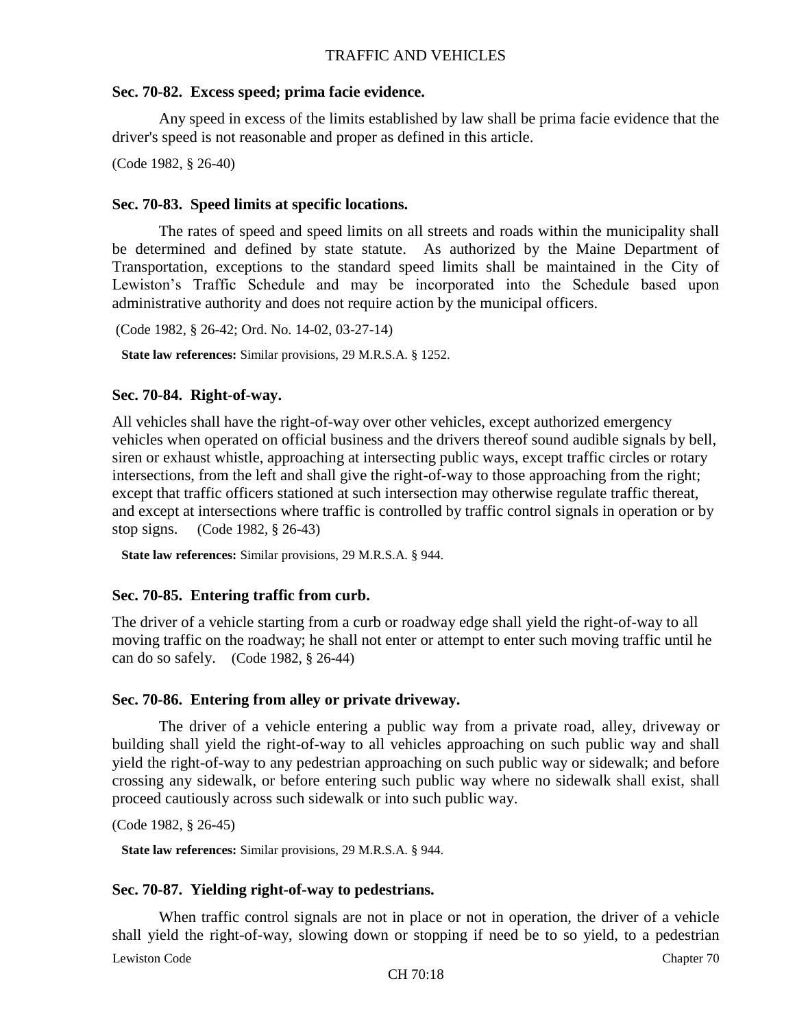### Sec. 70-82. Excess speed; prima facie evidence.

Any speed in excess of the limits established by law shall be prima facie evidence that the driver's speed is not reasonable and proper as defined in this article.

(Code 1982, § 26-40)

### Sec. 70-83. Speed limits at specific locations.

The rates of speed and speed limits on all streets and roads within the municipality shall be determined and defined by state statute. As authorized by the Maine Department of Transportation, exceptions to the standard speed limits shall be maintained in the City of Lewiston's Traffic Schedule and may be incorporated into the Schedule based upon administrative authority and does not require action by the municipal officers.

(Code 1982, § 26-42; Ord. No. 14-02, 03-27-14)

**State law references:** Similar provisions, 29 M.R.S.A. § 1252.

### Sec. 70-84. Right-of-way.

All vehicles shall have the right-of-way over other vehicles, except authorized emergency vehicles when operated on official business and the drivers thereof sound audible signals by bell, siren or exhaust whistle, approaching at intersecting public ways, except traffic circles or rotary intersections, from the left and shall give the right-of-way to those approaching from the right; except that traffic officers stationed at such intersection may otherwise regulate traffic thereat, and except at intersections where traffic is controlled by traffic control signals in operation or by stop signs. (Code 1982, § 26-43)

**State law references:** Similar provisions, 29 M.R.S.A. § 944.

### Sec. 70-85. Entering traffic from curb.

The driver of a vehicle starting from a curb or roadway edge shall yield the right-of-way to all moving traffic on the roadway; he shall not enter or attempt to enter such moving traffic until he can do so safely. (Code 1982, § 26-44)

### Sec. 70-86. Entering from alley or private driveway.

The driver of a vehicle entering a public way from a private road, alley, driveway or building shall yield the right-of-way to all vehicles approaching on such public way and shall yield the right-of-way to any pedestrian approaching on such public way or sidewalk; and before crossing any sidewalk, or before entering such public way where no sidewalk shall exist, shall proceed cautiously across such sidewalk or into such public way.

(Code 1982, § 26-45)

**State law references:** Similar provisions, 29 M.R.S.A. § 944.

### Sec. 70-87. Yielding right-of-way to pedestrians.

When traffic control signals are not in place or not in operation, the driver of a vehicle shall yield the right-of-way, slowing down or stopping if need be to so yield, to a pedestrian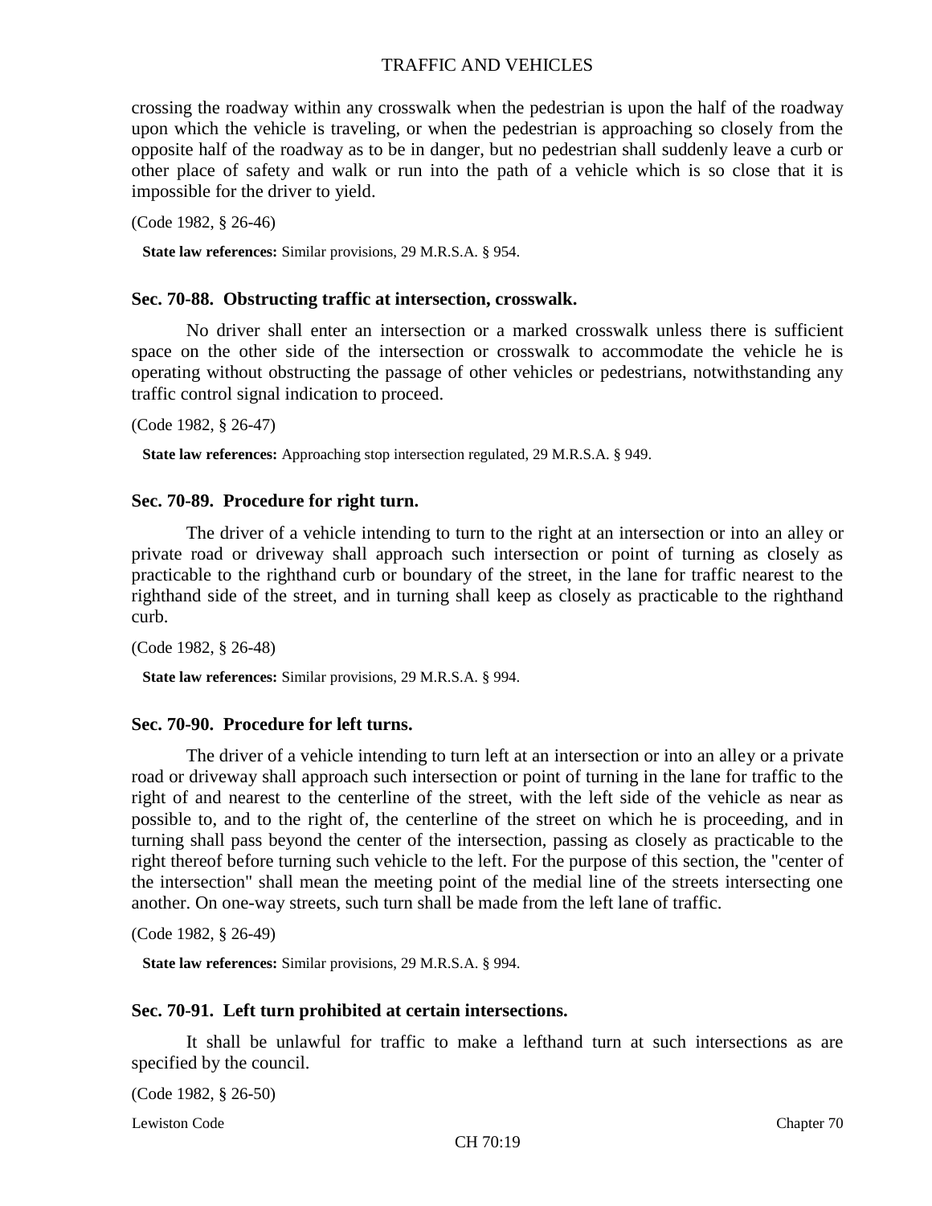crossing the roadway within any crosswalk when the pedestrian is upon the half of the roadway upon which the vehicle is traveling, or when the pedestrian is approaching so closely from the opposite half of the roadway as to be in danger, but no pedestrian shall suddenly leave a curb or other place of safety and walk or run into the path of a vehicle which is so close that it is impossible for the driver to yield.

(Code 1982, § 26-46)

**State law references:** Similar provisions, 29 M.R.S.A. § 954.

### Sec. 70-88. Obstructing traffic at intersection, crosswalk.

No driver shall enter an intersection or a marked crosswalk unless there is sufficient space on the other side of the intersection or crosswalk to accommodate the vehicle he is operating without obstructing the passage of other vehicles or pedestrians, notwithstanding any traffic control signal indication to proceed.

(Code 1982, § 26-47)

**State law references:** Approaching stop intersection regulated, 29 M.R.S.A. § 949.

### Sec. 70-89. Procedure for right turn.

The driver of a vehicle intending to turn to the right at an intersection or into an alley or private road or driveway shall approach such intersection or point of turning as closely as practicable to the righthand curb or boundary of the street, in the lane for traffic nearest to the righthand side of the street, and in turning shall keep as closely as practicable to the righthand curb.

(Code 1982, § 26-48)

**State law references:** Similar provisions, 29 M.R.S.A. § 994.

### Sec. 70-90. Procedure for left turns.

The driver of a vehicle intending to turn left at an intersection or into an alley or a private road or driveway shall approach such intersection or point of turning in the lane for traffic to the right of and nearest to the centerline of the street, with the left side of the vehicle as near as possible to, and to the right of, the centerline of the street on which he is proceeding, and in turning shall pass beyond the center of the intersection, passing as closely as practicable to the right thereof before turning such vehicle to the left. For the purpose of this section, the "center of the intersection" shall mean the meeting point of the medial line of the streets intersecting one another. On one-way streets, such turn shall be made from the left lane of traffic.

(Code 1982, § 26-49)

**State law references:** Similar provisions, 29 M.R.S.A. § 994.

### Sec. 70-91. Left turn prohibited at certain intersections.

It shall be unlawful for traffic to make a lefthand turn at such intersections as are specified by the council.

(Code 1982, § 26-50)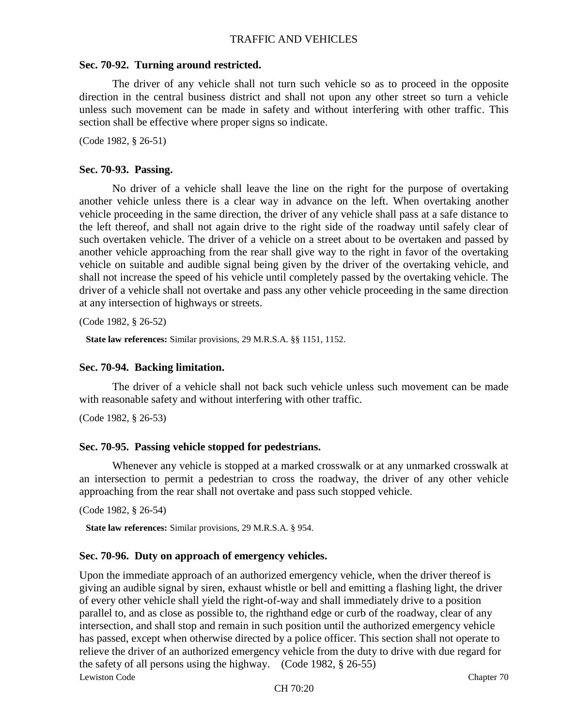### Sec. 70-92. Turning around restricted.

The driver of any vehicle shall not turn such vehicle so as to proceed in the opposite direction in the central business district and shall not upon any other street so turn a vehicle unless such movement can be made in safety and without interfering with other traffic. This section shall be effective where proper signs so indicate.

(Code 1982, § 26-51)

### Sec. 70-93. Passing.

No driver of a vehicle shall leave the line on the right for the purpose of overtaking another vehicle unless there is a clear way in advance on the left. When overtaking another vehicle proceeding in the same direction, the driver of any vehicle shall pass at a safe distance to the left thereof, and shall not again drive to the right side of the roadway until safely clear of such overtaken vehicle. The driver of a vehicle on a street about to be overtaken and passed by another vehicle approaching from the rear shall give way to the right in favor of the overtaking vehicle on suitable and audible signal being given by the driver of the overtaking vehicle, and shall not increase the speed of his vehicle until completely passed by the overtaking vehicle. The driver of a vehicle shall not overtake and pass any other vehicle proceeding in the same direction at any intersection of highways or streets.

(Code 1982, § 26-52)

**State law references:** Similar provisions, 29 M.R.S.A. §§ 1151, 1152.

### Sec. 70-94. Backing limitation.

The driver of a vehicle shall not back such vehicle unless such movement can be made with reasonable safety and without interfering with other traffic.

(Code 1982, § 26-53)

### Sec. 70-95. Passing vehicle stopped for pedestrians.

Whenever any vehicle is stopped at a marked crosswalk or at any unmarked crosswalk at an intersection to permit a pedestrian to cross the roadway, the driver of any other vehicle approaching from the rear shall not overtake and pass such stopped vehicle.

(Code 1982, § 26-54)

**State law references:** Similar provisions, 29 M.R.S.A. § 954.

### Sec. 70-96. Duty on approach of emergency vehicles.

Upon the immediate approach of an authorized emergency vehicle, when the driver thereof is giving an audible signal by siren, exhaust whistle or bell and emitting a flashing light, the driver of every other vehicle shall yield the right-of-way and shall immediately drive to a position parallel to, and as close as possible to, the righthand edge or curb of the roadway, clear of any intersection, and shall stop and remain in such position until the authorized emergency vehicle has passed, except when otherwise directed by a police officer. This section shall not operate to relieve the driver of an authorized emergency vehicle from the duty to drive with due regard for the safety of all persons using the highway. (Code 1982, § 26-55)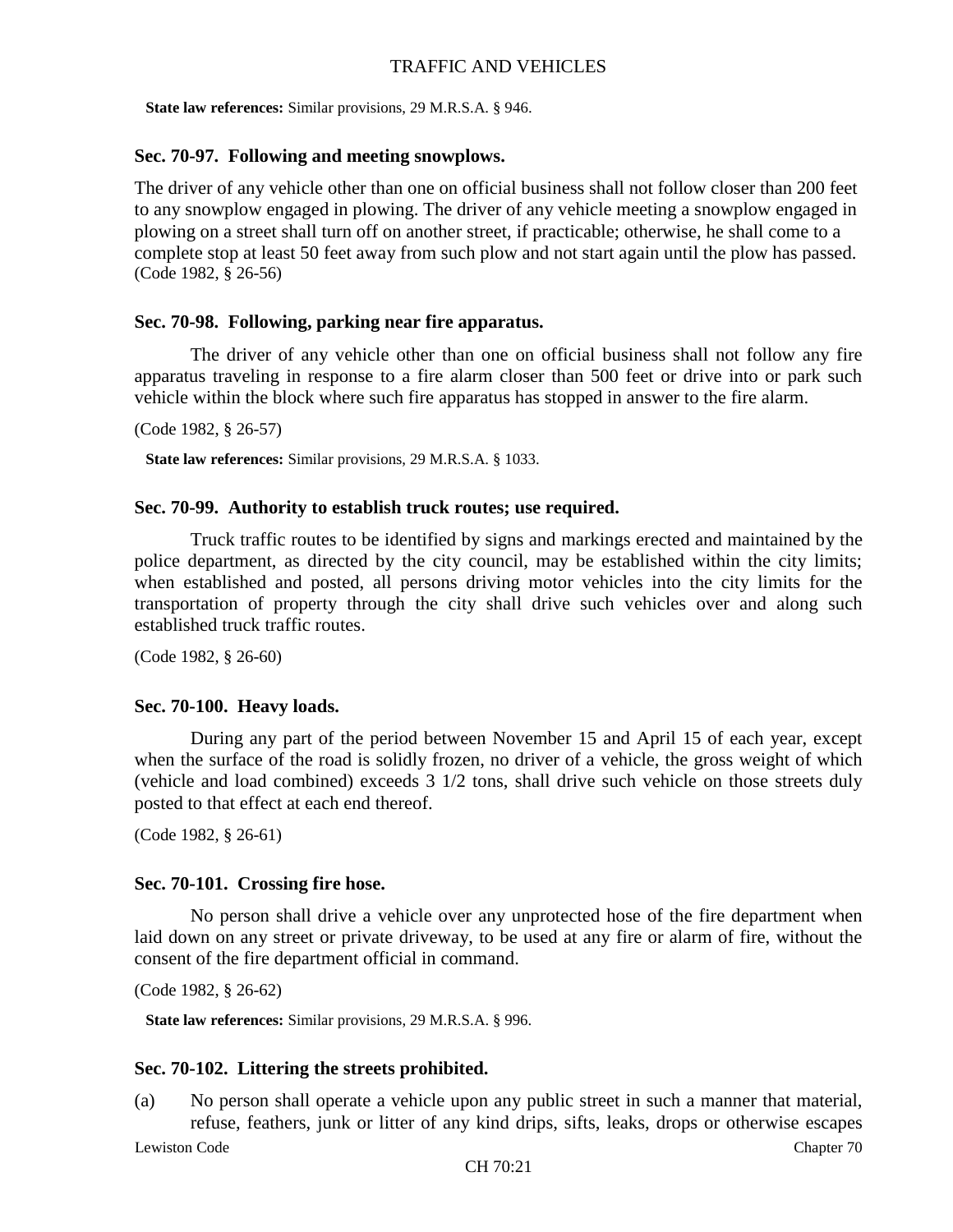**State law references:** Similar provisions, 29 M.R.S.A. § 946.

### Sec. 70-97. Following and meeting snowplows.

The driver of any vehicle other than one on official business shall not follow closer than 200 feet to any snowplow engaged in plowing. The driver of any vehicle meeting a snowplow engaged in plowing on a street shall turn off on another street, if practicable; otherwise, he shall come to a complete stop at least 50 feet away from such plow and not start again until the plow has passed. (Code 1982, § 26-56)

### Sec. 70-98. Following, parking near fire apparatus.

The driver of any vehicle other than one on official business shall not follow any fire apparatus traveling in response to a fire alarm closer than 500 feet or drive into or park such vehicle within the block where such fire apparatus has stopped in answer to the fire alarm.

(Code 1982, § 26-57)

**State law references:** Similar provisions, 29 M.R.S.A. § 1033.

### Sec. 70-99. Authority to establish truck routes; use required.

Truck traffic routes to be identified by signs and markings erected and maintained by the police department, as directed by the city council, may be established within the city limits; when established and posted, all persons driving motor vehicles into the city limits for the transportation of property through the city shall drive such vehicles over and along such established truck traffic routes.

(Code 1982, § 26-60)

### Sec. 70-100. Heavy loads.

During any part of the period between November 15 and April 15 of each year, except when the surface of the road is solidly frozen, no driver of a vehicle, the gross weight of which (vehicle and load combined) exceeds 3 1/2 tons, shall drive such vehicle on those streets duly posted to that effect at each end thereof.

(Code 1982, § 26-61)

### Sec. 70-101. Crossing fire hose.

No person shall drive a vehicle over any unprotected hose of the fire department when laid down on any street or private driveway, to be used at any fire or alarm of fire, without the consent of the fire department official in command.

(Code 1982, § 26-62)

**State law references:** Similar provisions, 29 M.R.S.A. § 996.

### Sec. 70-102. Littering the streets prohibited.

(a) No person shall operate a vehicle upon any public street in such a manner that material, refuse, feathers, junk or litter of any kind drips, sifts, leaks, drops or otherwise escapes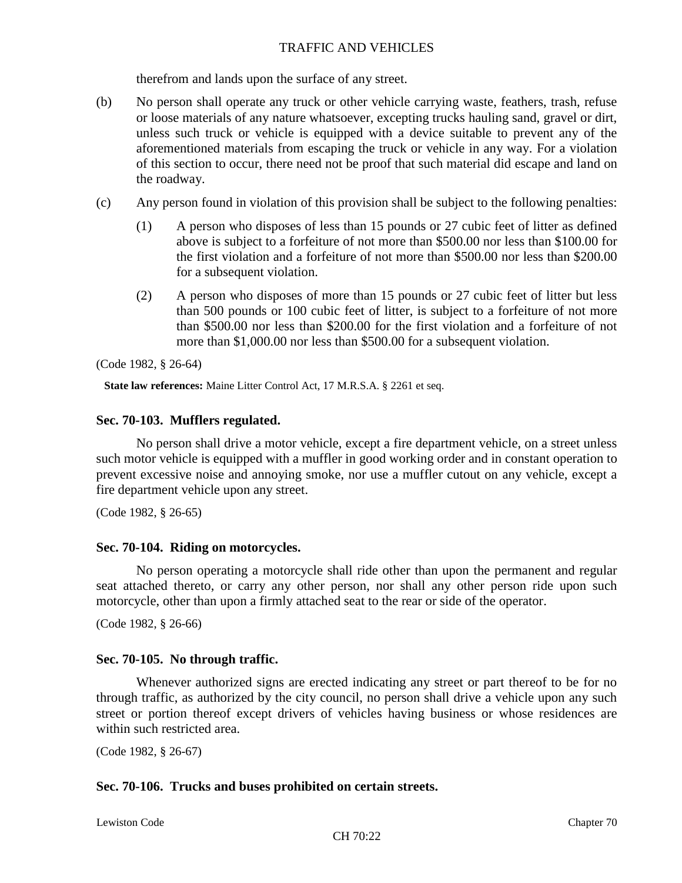therefrom and lands upon the surface of any street.

(b) No person shall operate any truck or other vehicle carrying waste, feathers, trash, refuse or loose materials of any nature whatsoever, excepting trucks hauling sand, gravel or dirt, unless such truck or vehicle is equipped with a device suitable to prevent any of the aforementioned materials from escaping the truck or vehicle in any way. For a violation of this section to occur, there need not be proof that such material did escape and land on the roadway.

(c) Any person found in violation of this provision shall be subject to the following penalties:

(1) A person who disposes of less than 15 pounds or 27 cubic feet of litter as defined above is subject to a forfeiture of not more than $500.00 nor less than $100.00 for the first violation and a forfeiture of not more than $500.00 nor less than $200.00 for a subsequent violation.

(2) A person who disposes of more than 15 pounds or 27 cubic feet of litter but less than 500 pounds or 100 cubic feet of litter, is subject to a forfeiture of not more than $500.00 nor less than $200.00 for the first violation and a forfeiture of not more than $1,000.00 nor less than $500.00 for a subsequent violation.

(Code 1982, § 26-64)

**State law references:** Maine Litter Control Act, 17 M.R.S.A. § 2261 et seq.

### Sec. 70-103. Mufflers regulated.

No person shall drive a motor vehicle, except a fire department vehicle, on a street unless such motor vehicle is equipped with a muffler in good working order and in constant operation to prevent excessive noise and annoying smoke, nor use a muffler cutout on any vehicle, except a fire department vehicle upon any street.

(Code 1982, § 26-65)

### Sec. 70-104. Riding on motorcycles.

No person operating a motorcycle shall ride other than upon the permanent and regular seat attached thereto, or carry any other person, nor shall any other person ride upon such motorcycle, other than upon a firmly attached seat to the rear or side of the operator.

(Code 1982, § 26-66)

### Sec. 70-105. No through traffic.

Whenever authorized signs are erected indicating any street or part thereof to be for no through traffic, as authorized by the city council, no person shall drive a vehicle upon any such street or portion thereof except drivers of vehicles having business or whose residences are within such restricted area.

(Code 1982, § 26-67)

### Sec. 70-106. Trucks and buses prohibited on certain streets.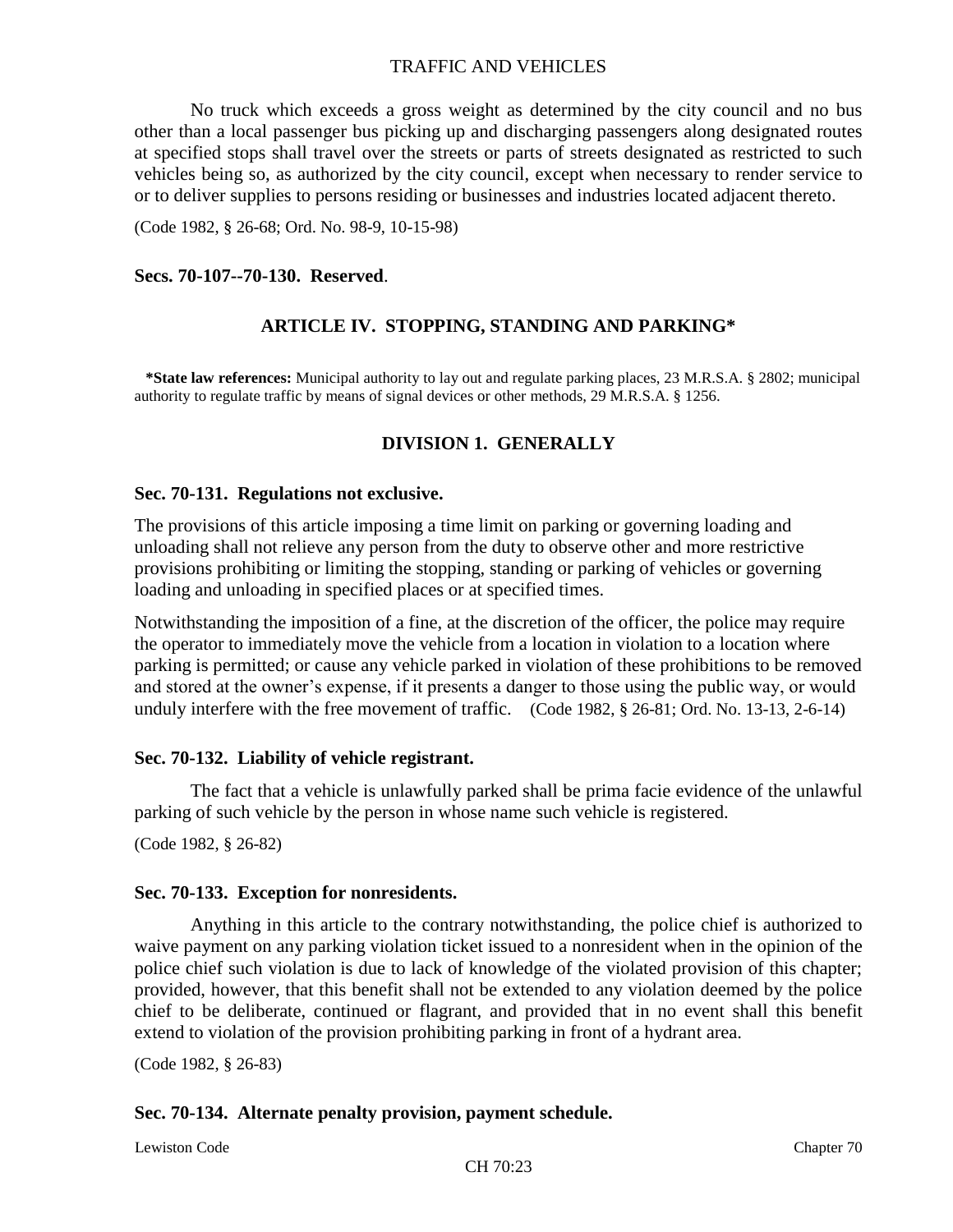No truck which exceeds a gross weight as determined by the city council and no bus other than a local passenger bus picking up and discharging passengers along designated routes at specified stops shall travel over the streets or parts of streets designated as restricted to such vehicles being so, as authorized by the city council, except when necessary to render service to or to deliver supplies to persons residing or businesses and industries located adjacent thereto.

(Code 1982, § 26-68; Ord. No. 98-9, 10-15-98)

**Secs. 70-107--70-130. Reserved**.

## ARTICLE IV. STOPPING, STANDING AND PARKING*

**\*State law references:** Municipal authority to lay out and regulate parking places, 23 M.R.S.A. § 2802; municipal authority to regulate traffic by means of signal devices or other methods, 29 M.R.S.A. § 1256.

### DIVISION 1. GENERALLY

**Sec. 70-131. Regulations not exclusive.**

The provisions of this article imposing a time limit on parking or governing loading and unloading shall not relieve any person from the duty to observe other and more restrictive provisions prohibiting or limiting the stopping, standing or parking of vehicles or governing loading and unloading in specified places or at specified times.

Notwithstanding the imposition of a fine, at the discretion of the officer, the police may require the operator to immediately move the vehicle from a location in violation to a location where parking is permitted; or cause any vehicle parked in violation of these prohibitions to be removed and stored at the owner's expense, if it presents a danger to those using the public way, or would unduly interfere with the free movement of traffic. (Code 1982, § 26-81; Ord. No. 13-13, 2-6-14)

**Sec. 70-132. Liability of vehicle registrant.**

The fact that a vehicle is unlawfully parked shall be prima facie evidence of the unlawful parking of such vehicle by the person in whose name such vehicle is registered.

(Code 1982, § 26-82)

**Sec. 70-133. Exception for nonresidents.**

Anything in this article to the contrary notwithstanding, the police chief is authorized to waive payment on any parking violation ticket issued to a nonresident when in the opinion of the police chief such violation is due to lack of knowledge of the violated provision of this chapter; provided, however, that this benefit shall not be extended to any violation deemed by the police chief to be deliberate, continued or flagrant, and provided that in no event shall this benefit extend to violation of the provision prohibiting parking in front of a hydrant area.

(Code 1982, § 26-83)

**Sec. 70-134. Alternate penalty provision, payment schedule.**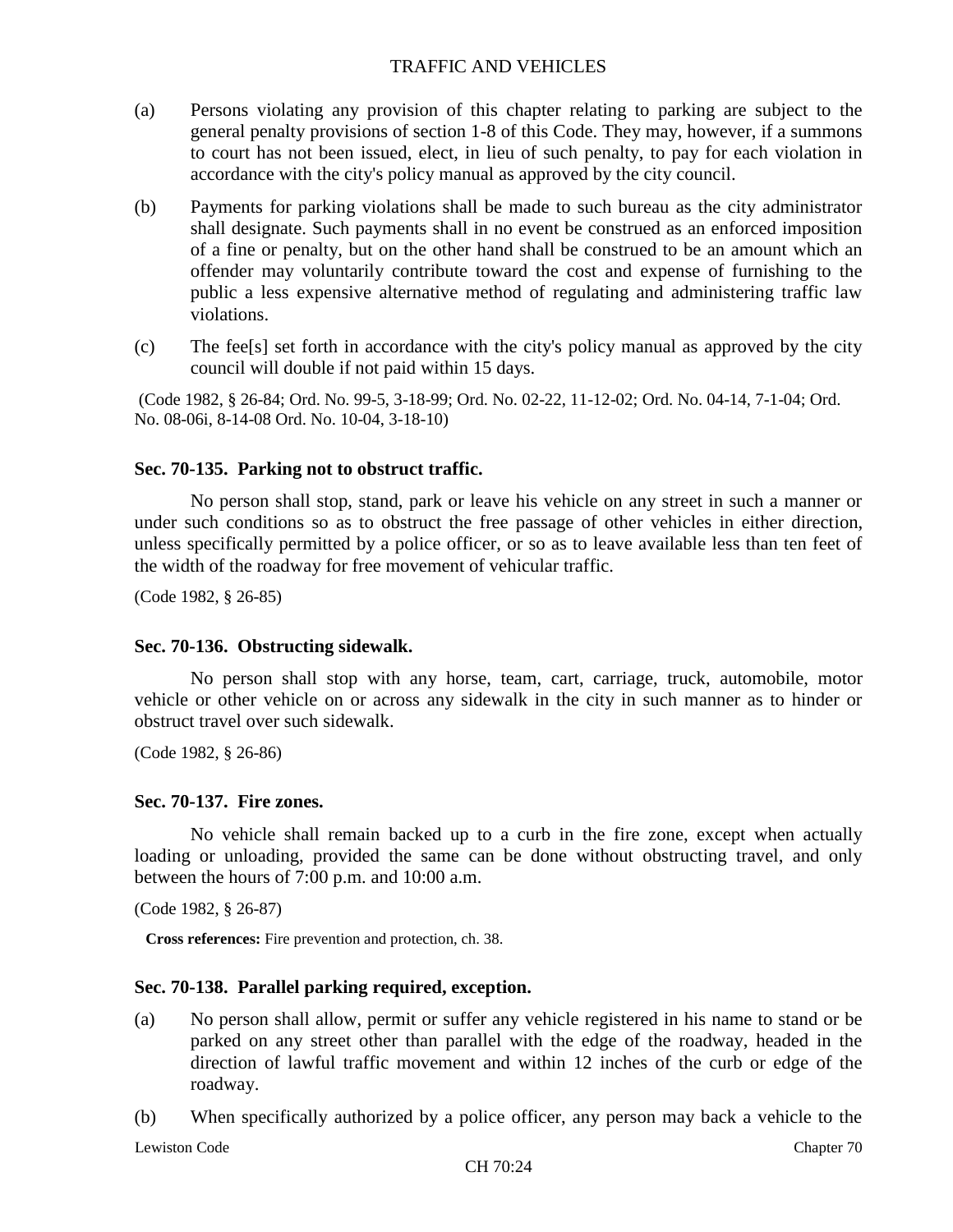(a) Persons violating any provision of this chapter relating to parking are subject to the general penalty provisions of section 1-8 of this Code. They may, however, if a summons to court has not been issued, elect, in lieu of such penalty, to pay for each violation in accordance with the city's policy manual as approved by the city council.

(b) Payments for parking violations shall be made to such bureau as the city administrator shall designate. Such payments shall in no event be construed as an enforced imposition of a fine or penalty, but on the other hand shall be construed to be an amount which an offender may voluntarily contribute toward the cost and expense of furnishing to the public a less expensive alternative method of regulating and administering traffic law violations.

(c) The fee[s] set forth in accordance with the city's policy manual as approved by the city council will double if not paid within 15 days.

(Code 1982, § 26-84; Ord. No. 99-5, 3-18-99; Ord. No. 02-22, 11-12-02; Ord. No. 04-14, 7-1-04; Ord. No. 08-06i, 8-14-08 Ord. No. 10-04, 3-18-10)

### Sec. 70-135. Parking not to obstruct traffic.

No person shall stop, stand, park or leave his vehicle on any street in such a manner or under such conditions so as to obstruct the free passage of other vehicles in either direction, unless specifically permitted by a police officer, or so as to leave available less than ten feet of the width of the roadway for free movement of vehicular traffic.

(Code 1982, § 26-85)

### Sec. 70-136. Obstructing sidewalk.

No person shall stop with any horse, team, cart, carriage, truck, automobile, motor vehicle or other vehicle on or across any sidewalk in the city in such manner as to hinder or obstruct travel over such sidewalk.

(Code 1982, § 26-86)

### Sec. 70-137. Fire zones.

No vehicle shall remain backed up to a curb in the fire zone, except when actually loading or unloading, provided the same can be done without obstructing travel, and only between the hours of 7:00 p.m. and 10:00 a.m.

(Code 1982, § 26-87)

**Cross references:** Fire prevention and protection, ch. 38.

### Sec. 70-138. Parallel parking required, exception.

(a) No person shall allow, permit or suffer any vehicle registered in his name to stand or be parked on any street other than parallel with the edge of the roadway, headed in the direction of lawful traffic movement and within 12 inches of the curb or edge of the roadway.

(b) When specifically authorized by a police officer, any person may back a vehicle to the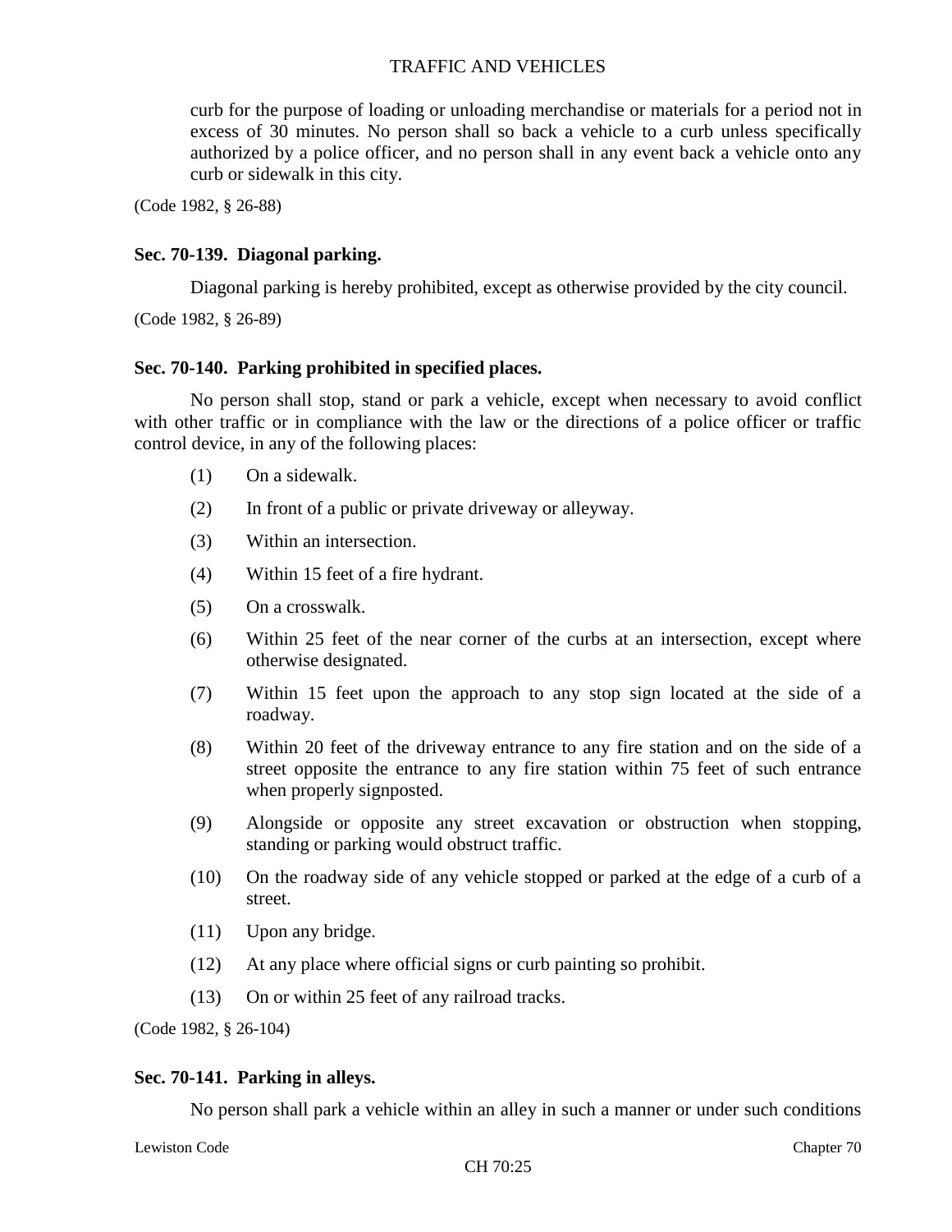curb for the purpose of loading or unloading merchandise or materials for a period not in excess of 30 minutes. No person shall so back a vehicle to a curb unless specifically authorized by a police officer, and no person shall in any event back a vehicle onto any curb or sidewalk in this city.

(Code 1982, § 26-88)

### Sec. 70-139. Diagonal parking.

Diagonal parking is hereby prohibited, except as otherwise provided by the city council.

(Code 1982, § 26-89)

### Sec. 70-140. Parking prohibited in specified places.

No person shall stop, stand or park a vehicle, except when necessary to avoid conflict with other traffic or in compliance with the law or the directions of a police officer or traffic control device, in any of the following places:

(1) On a sidewalk.

(2) In front of a public or private driveway or alleyway.

(3) Within an intersection.

(4) Within 15 feet of a fire hydrant.

(5) On a crosswalk.

(6) Within 25 feet of the near corner of the curbs at an intersection, except where otherwise designated.

(7) Within 15 feet upon the approach to any stop sign located at the side of a roadway.

(8) Within 20 feet of the driveway entrance to any fire station and on the side of a street opposite the entrance to any fire station within 75 feet of such entrance when properly signposted.

(9) Alongside or opposite any street excavation or obstruction when stopping, standing or parking would obstruct traffic.

(10) On the roadway side of any vehicle stopped or parked at the edge of a curb of a street.

(11) Upon any bridge.

(12) At any place where official signs or curb painting so prohibit.

(13) On or within 25 feet of any railroad tracks.

(Code 1982, § 26-104)

### Sec. 70-141. Parking in alleys.

No person shall park a vehicle within an alley in such a manner or under such conditions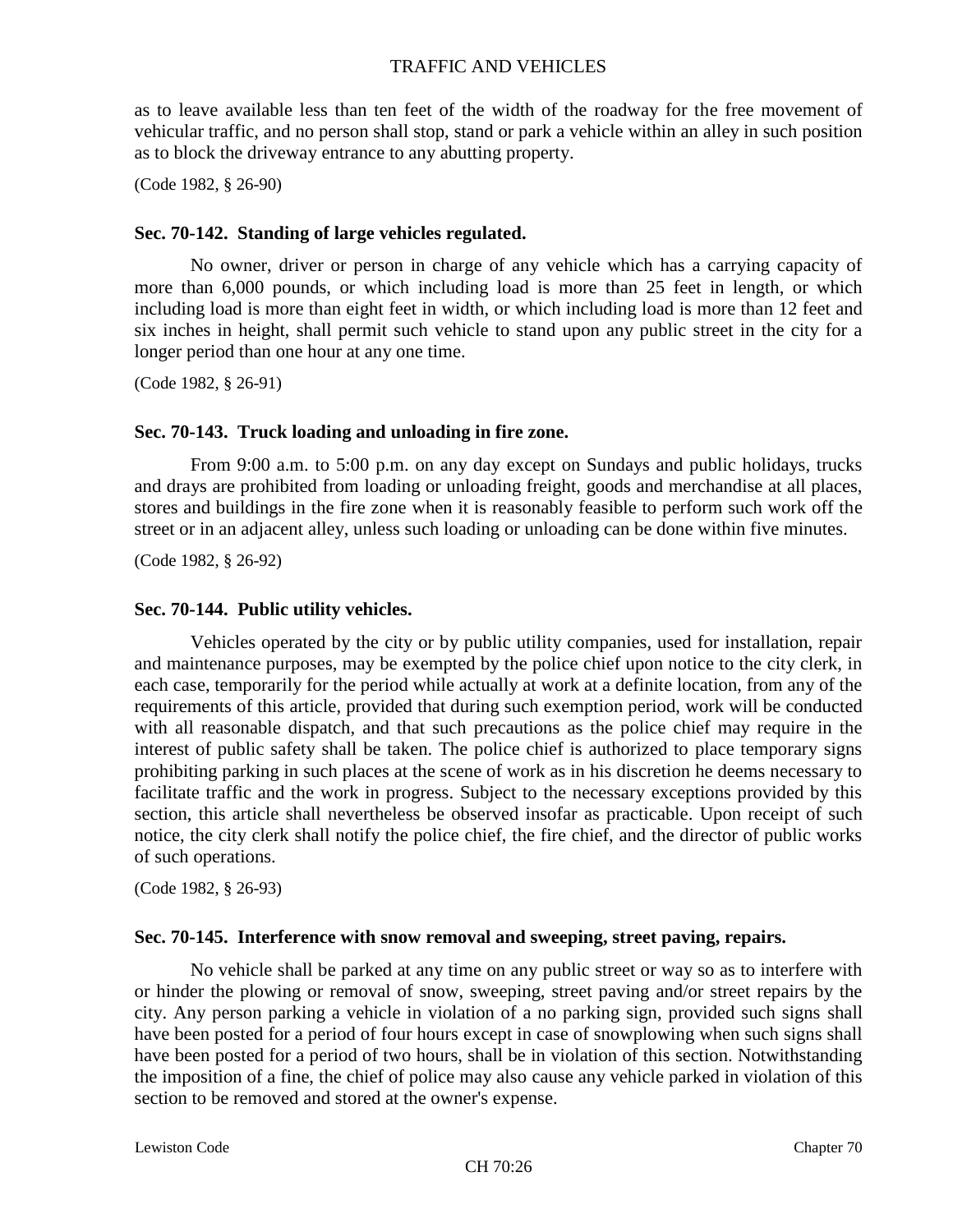as to leave available less than ten feet of the width of the roadway for the free movement of vehicular traffic, and no person shall stop, stand or park a vehicle within an alley in such position as to block the driveway entrance to any abutting property.

(Code 1982, § 26-90)

### Sec. 70-142. Standing of large vehicles regulated.

No owner, driver or person in charge of any vehicle which has a carrying capacity of more than 6,000 pounds, or which including load is more than 25 feet in length, or which including load is more than eight feet in width, or which including load is more than 12 feet and six inches in height, shall permit such vehicle to stand upon any public street in the city for a longer period than one hour at any one time.

(Code 1982, § 26-91)

### Sec. 70-143. Truck loading and unloading in fire zone.

From 9:00 a.m. to 5:00 p.m. on any day except on Sundays and public holidays, trucks and drays are prohibited from loading or unloading freight, goods and merchandise at all places, stores and buildings in the fire zone when it is reasonably feasible to perform such work off the street or in an adjacent alley, unless such loading or unloading can be done within five minutes.

(Code 1982, § 26-92)

### Sec. 70-144. Public utility vehicles.

Vehicles operated by the city or by public utility companies, used for installation, repair and maintenance purposes, may be exempted by the police chief upon notice to the city clerk, in each case, temporarily for the period while actually at work at a definite location, from any of the requirements of this article, provided that during such exemption period, work will be conducted with all reasonable dispatch, and that such precautions as the police chief may require in the interest of public safety shall be taken. The police chief is authorized to place temporary signs prohibiting parking in such places at the scene of work as in his discretion he deems necessary to facilitate traffic and the work in progress. Subject to the necessary exceptions provided by this section, this article shall nevertheless be observed insofar as practicable. Upon receipt of such notice, the city clerk shall notify the police chief, the fire chief, and the director of public works of such operations.

(Code 1982, § 26-93)

### Sec. 70-145. Interference with snow removal and sweeping, street paving, repairs.

No vehicle shall be parked at any time on any public street or way so as to interfere with or hinder the plowing or removal of snow, sweeping, street paving and/or street repairs by the city. Any person parking a vehicle in violation of a no parking sign, provided such signs shall have been posted for a period of four hours except in case of snowplowing when such signs shall have been posted for a period of two hours, shall be in violation of this section. Notwithstanding the imposition of a fine, the chief of police may also cause any vehicle parked in violation of this section to be removed and stored at the owner's expense.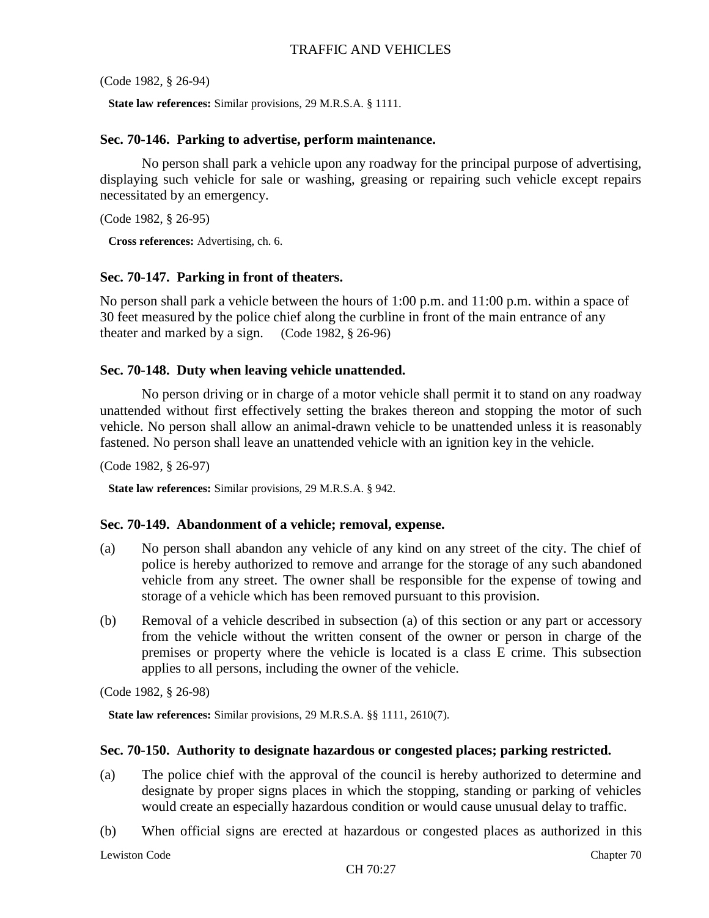(Code 1982, § 26-94)

**State law references:** Similar provisions, 29 M.R.S.A. § 1111.

### Sec. 70-146. Parking to advertise, perform maintenance.

No person shall park a vehicle upon any roadway for the principal purpose of advertising, displaying such vehicle for sale or washing, greasing or repairing such vehicle except repairs necessitated by an emergency.

(Code 1982, § 26-95)

**Cross references:** Advertising, ch. 6.

### Sec. 70-147. Parking in front of theaters.

No person shall park a vehicle between the hours of 1:00 p.m. and 11:00 p.m. within a space of 30 feet measured by the police chief along the curbline in front of the main entrance of any theater and marked by a sign. (Code 1982, § 26-96)

### Sec. 70-148. Duty when leaving vehicle unattended.

No person driving or in charge of a motor vehicle shall permit it to stand on any roadway unattended without first effectively setting the brakes thereon and stopping the motor of such vehicle. No person shall allow an animal-drawn vehicle to be unattended unless it is reasonably fastened. No person shall leave an unattended vehicle with an ignition key in the vehicle.

(Code 1982, § 26-97)

**State law references:** Similar provisions, 29 M.R.S.A. § 942.

### Sec. 70-149. Abandonment of a vehicle; removal, expense.

(a) No person shall abandon any vehicle of any kind on any street of the city. The chief of police is hereby authorized to remove and arrange for the storage of any such abandoned vehicle from any street. The owner shall be responsible for the expense of towing and storage of a vehicle which has been removed pursuant to this provision.

(b) Removal of a vehicle described in subsection (a) of this section or any part or accessory from the vehicle without the written consent of the owner or person in charge of the premises or property where the vehicle is located is a class E crime. This subsection applies to all persons, including the owner of the vehicle.

(Code 1982, § 26-98)

**State law references:** Similar provisions, 29 M.R.S.A. §§ 1111, 2610(7).

### Sec. 70-150. Authority to designate hazardous or congested places; parking restricted.

(a) The police chief with the approval of the council is hereby authorized to determine and designate by proper signs places in which the stopping, standing or parking of vehicles would create an especially hazardous condition or would cause unusual delay to traffic.

(b) When official signs are erected at hazardous or congested places as authorized in this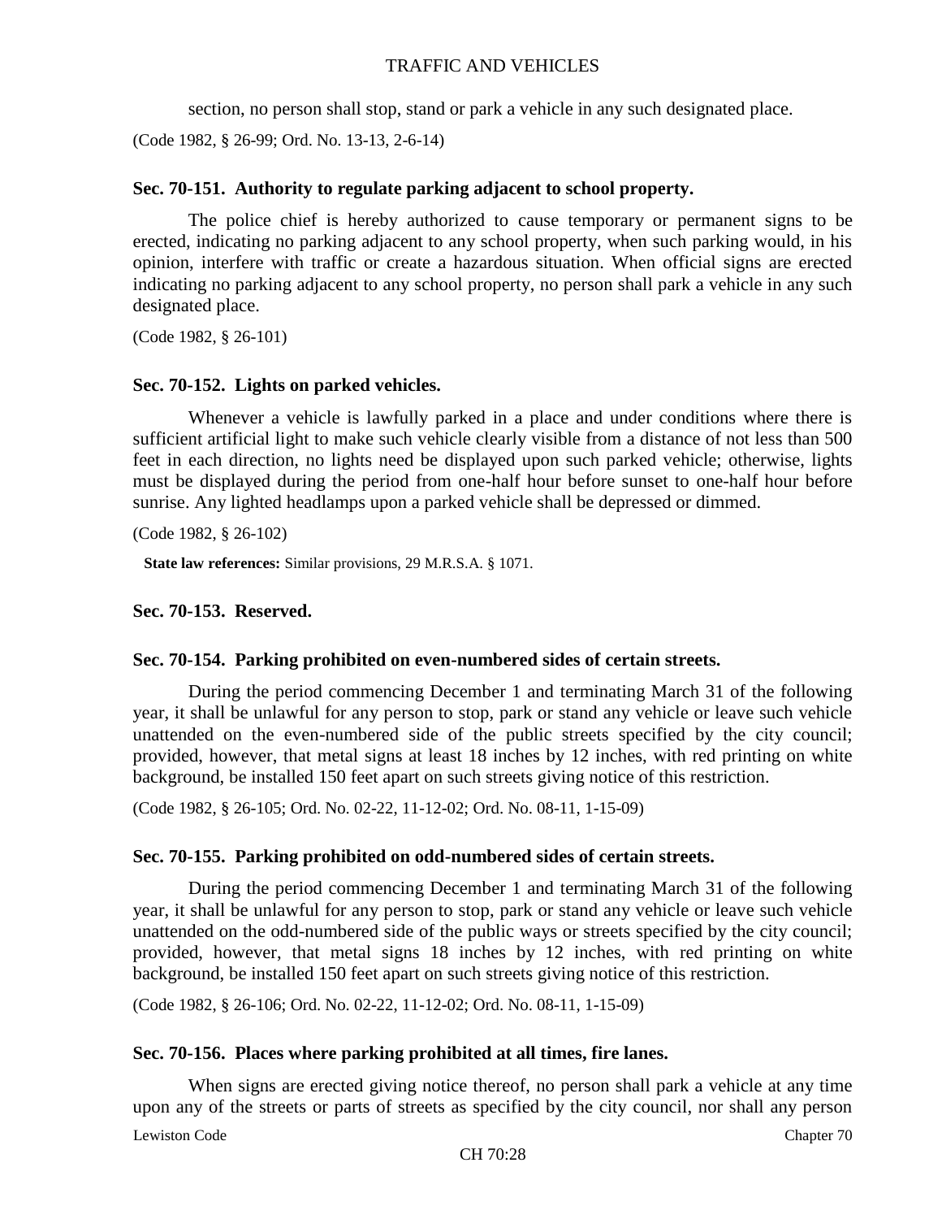section, no person shall stop, stand or park a vehicle in any such designated place.

(Code 1982, § 26-99; Ord. No. 13-13, 2-6-14)

### Sec. 70-151. Authority to regulate parking adjacent to school property.

The police chief is hereby authorized to cause temporary or permanent signs to be erected, indicating no parking adjacent to any school property, when such parking would, in his opinion, interfere with traffic or create a hazardous situation. When official signs are erected indicating no parking adjacent to any school property, no person shall park a vehicle in any such designated place.

(Code 1982, § 26-101)

### Sec. 70-152. Lights on parked vehicles.

Whenever a vehicle is lawfully parked in a place and under conditions where there is sufficient artificial light to make such vehicle clearly visible from a distance of not less than 500 feet in each direction, no lights need be displayed upon such parked vehicle; otherwise, lights must be displayed during the period from one-half hour before sunset to one-half hour before sunrise. Any lighted headlamps upon a parked vehicle shall be depressed or dimmed.

(Code 1982, § 26-102)

**State law references:** Similar provisions, 29 M.R.S.A. § 1071.

### Sec. 70-153. Reserved.

### Sec. 70-154. Parking prohibited on even-numbered sides of certain streets.

During the period commencing December 1 and terminating March 31 of the following year, it shall be unlawful for any person to stop, park or stand any vehicle or leave such vehicle unattended on the even-numbered side of the public streets specified by the city council; provided, however, that metal signs at least 18 inches by 12 inches, with red printing on white background, be installed 150 feet apart on such streets giving notice of this restriction.

(Code 1982, § 26-105; Ord. No. 02-22, 11-12-02; Ord. No. 08-11, 1-15-09)

### Sec. 70-155. Parking prohibited on odd-numbered sides of certain streets.

During the period commencing December 1 and terminating March 31 of the following year, it shall be unlawful for any person to stop, park or stand any vehicle or leave such vehicle unattended on the odd-numbered side of the public ways or streets specified by the city council; provided, however, that metal signs 18 inches by 12 inches, with red printing on white background, be installed 150 feet apart on such streets giving notice of this restriction.

(Code 1982, § 26-106; Ord. No. 02-22, 11-12-02; Ord. No. 08-11, 1-15-09)

### Sec. 70-156. Places where parking prohibited at all times, fire lanes.

When signs are erected giving notice thereof, no person shall park a vehicle at any time upon any of the streets or parts of streets as specified by the city council, nor shall any person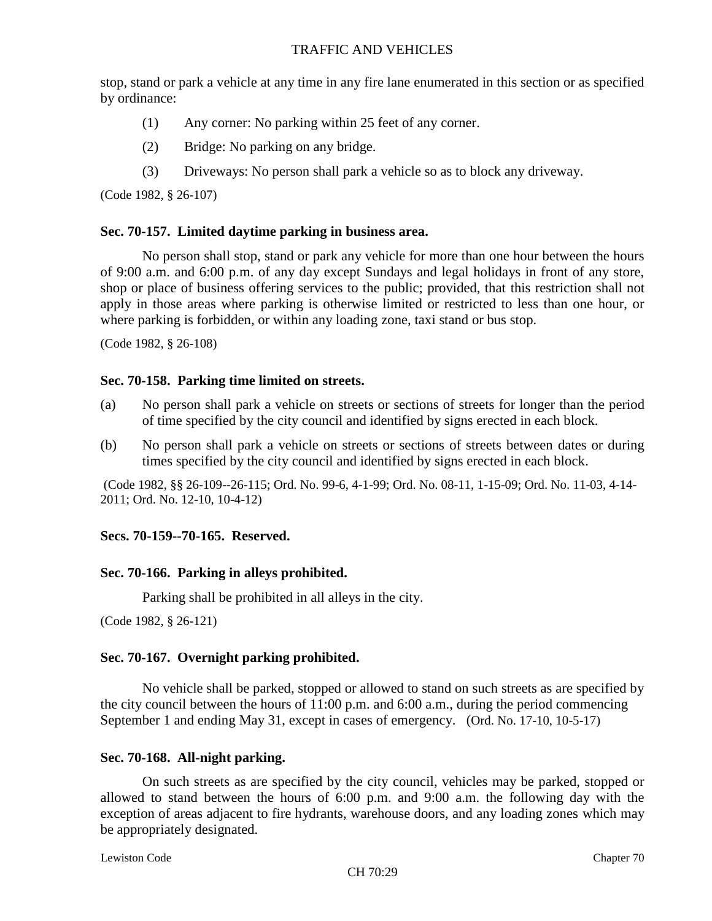stop, stand or park a vehicle at any time in any fire lane enumerated in this section or as specified by ordinance:

(1) Any corner: No parking within 25 feet of any corner.

(2) Bridge: No parking on any bridge.

(3) Driveways: No person shall park a vehicle so as to block any driveway.

(Code 1982, § 26-107)

### Sec. 70-157. Limited daytime parking in business area.

No person shall stop, stand or park any vehicle for more than one hour between the hours of 9:00 a.m. and 6:00 p.m. of any day except Sundays and legal holidays in front of any store, shop or place of business offering services to the public; provided, that this restriction shall not apply in those areas where parking is otherwise limited or restricted to less than one hour, or where parking is forbidden, or within any loading zone, taxi stand or bus stop.

(Code 1982, § 26-108)

### Sec. 70-158. Parking time limited on streets.

(a) No person shall park a vehicle on streets or sections of streets for longer than the period of time specified by the city council and identified by signs erected in each block.

(b) No person shall park a vehicle on streets or sections of streets between dates or during times specified by the city council and identified by signs erected in each block.

(Code 1982, §§ 26-109--26-115; Ord. No. 99-6, 4-1-99; Ord. No. 08-11, 1-15-09; Ord. No. 11-03, 4-14-2011; Ord. No. 12-10, 10-4-12)

### Secs. 70-159--70-165. Reserved.

### Sec. 70-166. Parking in alleys prohibited.

Parking shall be prohibited in all alleys in the city.

(Code 1982, § 26-121)

### Sec. 70-167. Overnight parking prohibited.

No vehicle shall be parked, stopped or allowed to stand on such streets as are specified by the city council between the hours of 11:00 p.m. and 6:00 a.m., during the period commencing September 1 and ending May 31, except in cases of emergency. (Ord. No. 17-10, 10-5-17)

### Sec. 70-168. All-night parking.

On such streets as are specified by the city council, vehicles may be parked, stopped or allowed to stand between the hours of 6:00 p.m. and 9:00 a.m. the following day with the exception of areas adjacent to fire hydrants, warehouse doors, and any loading zones which may be appropriately designated.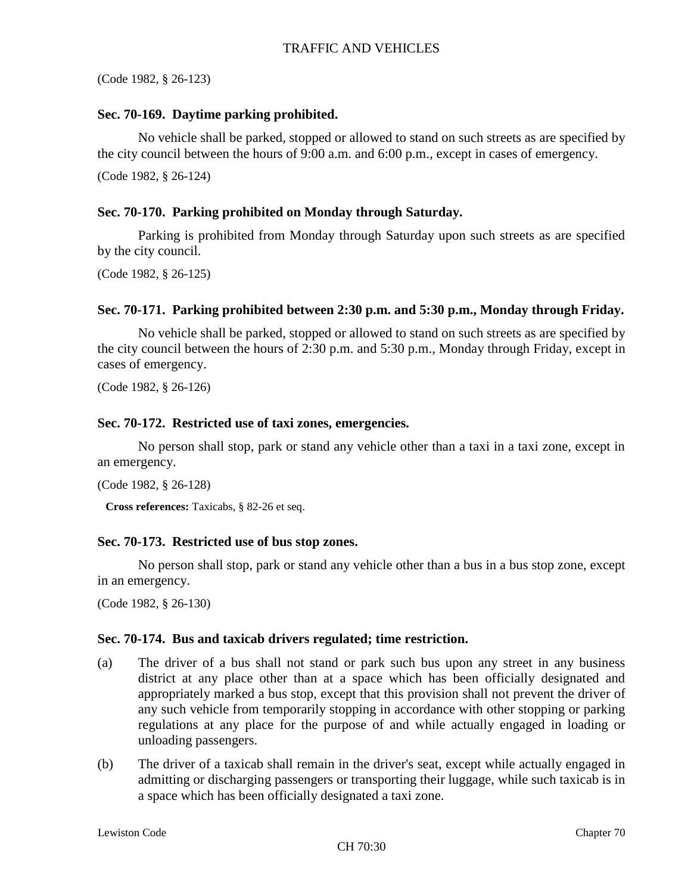(Code 1982, § 26-123)

### Sec. 70-169. Daytime parking prohibited.

No vehicle shall be parked, stopped or allowed to stand on such streets as are specified by the city council between the hours of 9:00 a.m. and 6:00 p.m., except in cases of emergency.

(Code 1982, § 26-124)

### Sec. 70-170. Parking prohibited on Monday through Saturday.

Parking is prohibited from Monday through Saturday upon such streets as are specified by the city council.

(Code 1982, § 26-125)

### Sec. 70-171. Parking prohibited between 2:30 p.m. and 5:30 p.m., Monday through Friday.

No vehicle shall be parked, stopped or allowed to stand on such streets as are specified by the city council between the hours of 2:30 p.m. and 5:30 p.m., Monday through Friday, except in cases of emergency.

(Code 1982, § 26-126)

### Sec. 70-172. Restricted use of taxi zones, emergencies.

No person shall stop, park or stand any vehicle other than a taxi in a taxi zone, except in an emergency.

(Code 1982, § 26-128)

**Cross references:** Taxicabs, § 82-26 et seq.

### Sec. 70-173. Restricted use of bus stop zones.

No person shall stop, park or stand any vehicle other than a bus in a bus stop zone, except in an emergency.

(Code 1982, § 26-130)

### Sec. 70-174. Bus and taxicab drivers regulated; time restriction.

(a) The driver of a bus shall not stand or park such bus upon any street in any business district at any place other than at a space which has been officially designated and appropriately marked a bus stop, except that this provision shall not prevent the driver of any such vehicle from temporarily stopping in accordance with other stopping or parking regulations at any place for the purpose of and while actually engaged in loading or unloading passengers.

(b) The driver of a taxicab shall remain in the driver's seat, except while actually engaged in admitting or discharging passengers or transporting their luggage, while such taxicab is in a space which has been officially designated a taxi zone.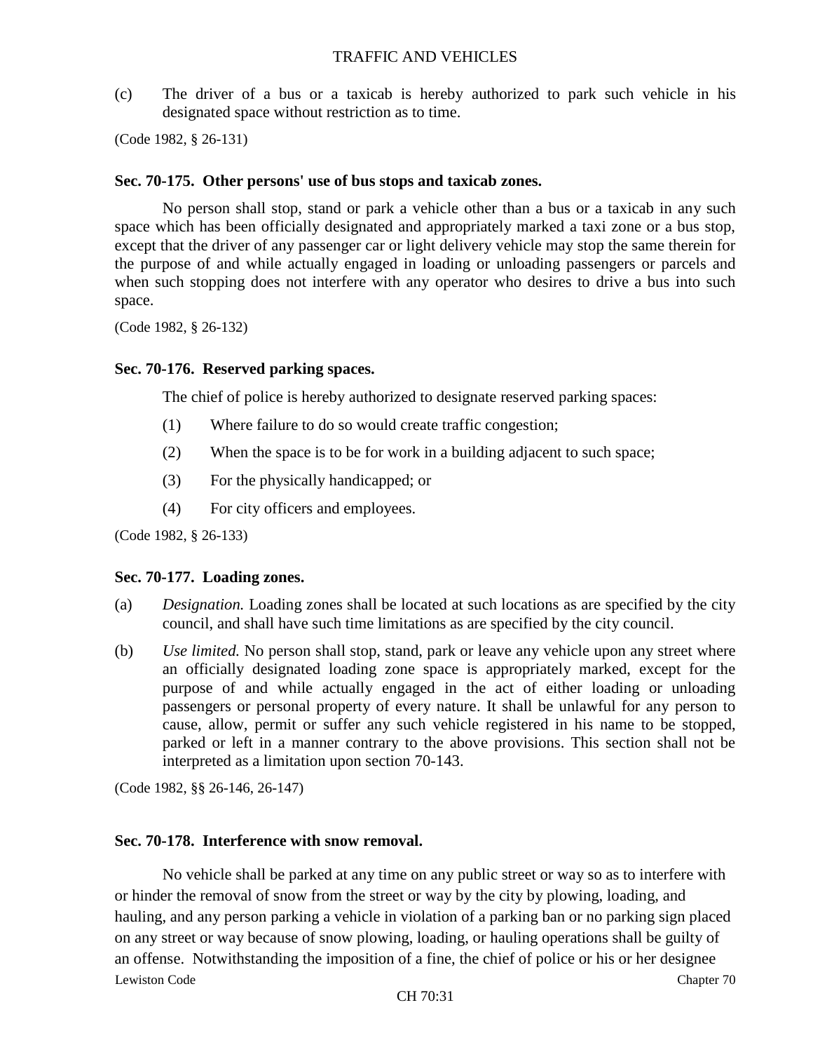(c) The driver of a bus or a taxicab is hereby authorized to park such vehicle in his designated space without restriction as to time.

(Code 1982, § 26-131)

**Sec. 70-175. Other persons' use of bus stops and taxicab zones.**

No person shall stop, stand or park a vehicle other than a bus or a taxicab in any such space which has been officially designated and appropriately marked a taxi zone or a bus stop, except that the driver of any passenger car or light delivery vehicle may stop the same therein for the purpose of and while actually engaged in loading or unloading passengers or parcels and when such stopping does not interfere with any operator who desires to drive a bus into such space.

(Code 1982, § 26-132)

**Sec. 70-176. Reserved parking spaces.**

The chief of police is hereby authorized to designate reserved parking spaces:

(1) Where failure to do so would create traffic congestion;

(2) When the space is to be for work in a building adjacent to such space;

(3) For the physically handicapped; or

(4) For city officers and employees.

(Code 1982, § 26-133)

**Sec. 70-177. Loading zones.**

(a) *Designation.* Loading zones shall be located at such locations as are specified by the city council, and shall have such time limitations as are specified by the city council.

(b) *Use limited.* No person shall stop, stand, park or leave any vehicle upon any street where an officially designated loading zone space is appropriately marked, except for the purpose of and while actually engaged in the act of either loading or unloading passengers or personal property of every nature. It shall be unlawful for any person to cause, allow, permit or suffer any such vehicle registered in his name to be stopped, parked or left in a manner contrary to the above provisions. This section shall not be interpreted as a limitation upon section 70-143.

(Code 1982, §§ 26-146, 26-147)

**Sec. 70-178. Interference with snow removal.**

No vehicle shall be parked at any time on any public street or way so as to interfere with or hinder the removal of snow from the street or way by the city by plowing, loading, and hauling, and any person parking a vehicle in violation of a parking ban or no parking sign placed on any street or way because of snow plowing, loading, or hauling operations shall be guilty of an offense. Notwithstanding the imposition of a fine, the chief of police or his or her designee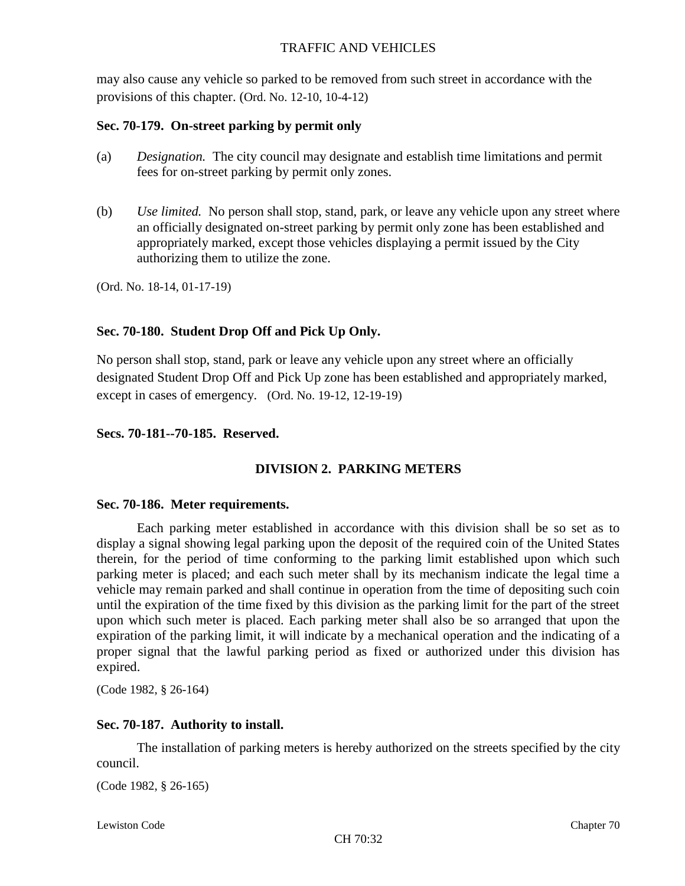may also cause any vehicle so parked to be removed from such street in accordance with the provisions of this chapter. (Ord. No. 12-10, 10-4-12)

**Sec. 70-179. On-street parking by permit only**

(a) *Designation.* The city council may designate and establish time limitations and permit fees for on-street parking by permit only zones.

(b) *Use limited.* No person shall stop, stand, park, or leave any vehicle upon any street where an officially designated on-street parking by permit only zone has been established and appropriately marked, except those vehicles displaying a permit issued by the City authorizing them to utilize the zone.

(Ord. No. 18-14, 01-17-19)

**Sec. 70-180. Student Drop Off and Pick Up Only.**

No person shall stop, stand, park or leave any vehicle upon any street where an officially designated Student Drop Off and Pick Up zone has been established and appropriately marked, except in cases of emergency. (Ord. No. 19-12, 12-19-19)

**Secs. 70-181--70-185. Reserved.**

## DIVISION 2. PARKING METERS

**Sec. 70-186. Meter requirements.**

Each parking meter established in accordance with this division shall be so set as to display a signal showing legal parking upon the deposit of the required coin of the United States therein, for the period of time conforming to the parking limit established upon which such parking meter is placed; and each such meter shall by its mechanism indicate the legal time a vehicle may remain parked and shall continue in operation from the time of depositing such coin until the expiration of the time fixed by this division as the parking limit for the part of the street upon which such meter is placed. Each parking meter shall also be so arranged that upon the expiration of the parking limit, it will indicate by a mechanical operation and the indicating of a proper signal that the lawful parking period as fixed or authorized under this division has expired.

(Code 1982, § 26-164)

**Sec. 70-187. Authority to install.**

The installation of parking meters is hereby authorized on the streets specified by the city council.

(Code 1982, § 26-165)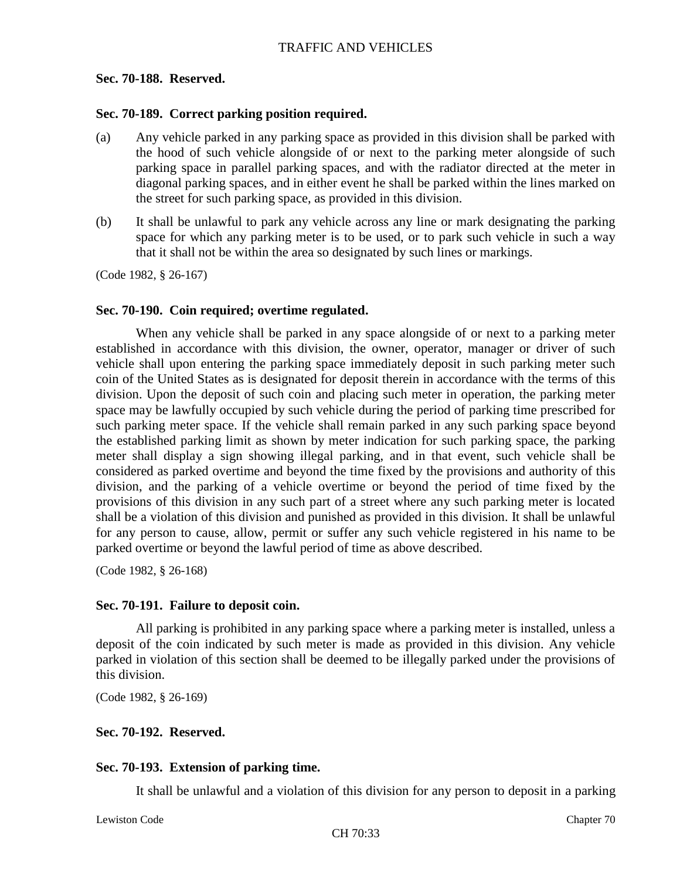**Sec. 70-188. Reserved.**

**Sec. 70-189. Correct parking position required.**

(a) Any vehicle parked in any parking space as provided in this division shall be parked with the hood of such vehicle alongside of or next to the parking meter alongside of such parking space in parallel parking spaces, and with the radiator directed at the meter in diagonal parking spaces, and in either event he shall be parked within the lines marked on the street for such parking space, as provided in this division.

(b) It shall be unlawful to park any vehicle across any line or mark designating the parking space for which any parking meter is to be used, or to park such vehicle in such a way that it shall not be within the area so designated by such lines or markings.

(Code 1982, § 26-167)

**Sec. 70-190. Coin required; overtime regulated.**

When any vehicle shall be parked in any space alongside of or next to a parking meter established in accordance with this division, the owner, operator, manager or driver of such vehicle shall upon entering the parking space immediately deposit in such parking meter such coin of the United States as is designated for deposit therein in accordance with the terms of this division. Upon the deposit of such coin and placing such meter in operation, the parking meter space may be lawfully occupied by such vehicle during the period of parking time prescribed for such parking meter space. If the vehicle shall remain parked in any such parking space beyond the established parking limit as shown by meter indication for such parking space, the parking meter shall display a sign showing illegal parking, and in that event, such vehicle shall be considered as parked overtime and beyond the time fixed by the provisions and authority of this division, and the parking of a vehicle overtime or beyond the period of time fixed by the provisions of this division in any such part of a street where any such parking meter is located shall be a violation of this division and punished as provided in this division. It shall be unlawful for any person to cause, allow, permit or suffer any such vehicle registered in his name to be parked overtime or beyond the lawful period of time as above described.

(Code 1982, § 26-168)

**Sec. 70-191. Failure to deposit coin.**

All parking is prohibited in any parking space where a parking meter is installed, unless a deposit of the coin indicated by such meter is made as provided in this division. Any vehicle parked in violation of this section shall be deemed to be illegally parked under the provisions of this division.

(Code 1982, § 26-169)

**Sec. 70-192. Reserved.**

**Sec. 70-193. Extension of parking time.**

It shall be unlawful and a violation of this division for any person to deposit in a parking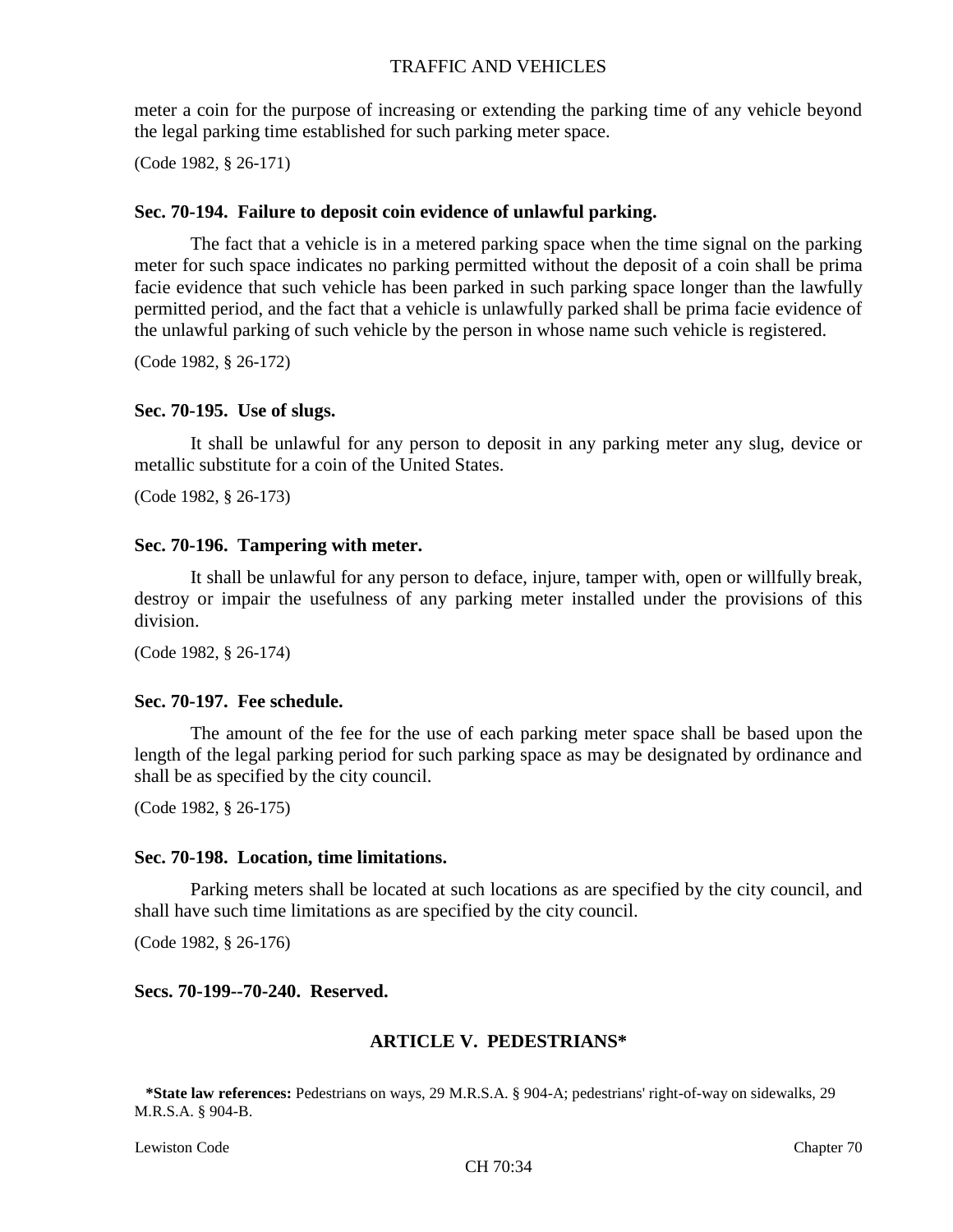meter a coin for the purpose of increasing or extending the parking time of any vehicle beyond the legal parking time established for such parking meter space.

(Code 1982, § 26-171)

**Sec. 70-194. Failure to deposit coin evidence of unlawful parking.**

The fact that a vehicle is in a metered parking space when the time signal on the parking meter for such space indicates no parking permitted without the deposit of a coin shall be prima facie evidence that such vehicle has been parked in such parking space longer than the lawfully permitted period, and the fact that a vehicle is unlawfully parked shall be prima facie evidence of the unlawful parking of such vehicle by the person in whose name such vehicle is registered.

(Code 1982, § 26-172)

**Sec. 70-195. Use of slugs.**

It shall be unlawful for any person to deposit in any parking meter any slug, device or metallic substitute for a coin of the United States.

(Code 1982, § 26-173)

**Sec. 70-196. Tampering with meter.**

It shall be unlawful for any person to deface, injure, tamper with, open or willfully break, destroy or impair the usefulness of any parking meter installed under the provisions of this division.

(Code 1982, § 26-174)

**Sec. 70-197. Fee schedule.**

The amount of the fee for the use of each parking meter space shall be based upon the length of the legal parking period for such parking space as may be designated by ordinance and shall be as specified by the city council.

(Code 1982, § 26-175)

**Sec. 70-198. Location, time limitations.**

Parking meters shall be located at such locations as are specified by the city council, and shall have such time limitations as are specified by the city council.

(Code 1982, § 26-176)

**Secs. 70-199--70-240. Reserved.**

## ARTICLE V. PEDESTRIANS*

**\*State law references:** Pedestrians on ways, 29 M.R.S.A. § 904-A; pedestrians' right-of-way on sidewalks, 29 M.R.S.A. § 904-B.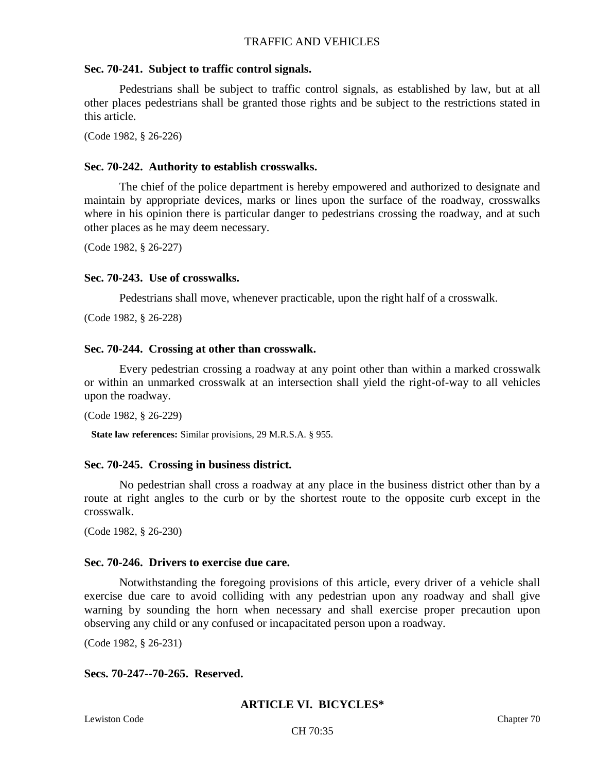### Sec. 70-241. Subject to traffic control signals.

Pedestrians shall be subject to traffic control signals, as established by law, but at all other places pedestrians shall be granted those rights and be subject to the restrictions stated in this article.

(Code 1982, § 26-226)

### Sec. 70-242. Authority to establish crosswalks.

The chief of the police department is hereby empowered and authorized to designate and maintain by appropriate devices, marks or lines upon the surface of the roadway, crosswalks where in his opinion there is particular danger to pedestrians crossing the roadway, and at such other places as he may deem necessary.

(Code 1982, § 26-227)

### Sec. 70-243. Use of crosswalks.

Pedestrians shall move, whenever practicable, upon the right half of a crosswalk.

(Code 1982, § 26-228)

### Sec. 70-244. Crossing at other than crosswalk.

Every pedestrian crossing a roadway at any point other than within a marked crosswalk or within an unmarked crosswalk at an intersection shall yield the right-of-way to all vehicles upon the roadway.

(Code 1982, § 26-229)

**State law references:** Similar provisions, 29 M.R.S.A. § 955.

### Sec. 70-245. Crossing in business district.

No pedestrian shall cross a roadway at any place in the business district other than by a route at right angles to the curb or by the shortest route to the opposite curb except in the crosswalk.

(Code 1982, § 26-230)

### Sec. 70-246. Drivers to exercise due care.

Notwithstanding the foregoing provisions of this article, every driver of a vehicle shall exercise due care to avoid colliding with any pedestrian upon any roadway and shall give warning by sounding the horn when necessary and shall exercise proper precaution upon observing any child or any confused or incapacitated person upon a roadway.

(Code 1982, § 26-231)

### Secs. 70-247--70-265. Reserved.

## ARTICLE VI. BICYCLES*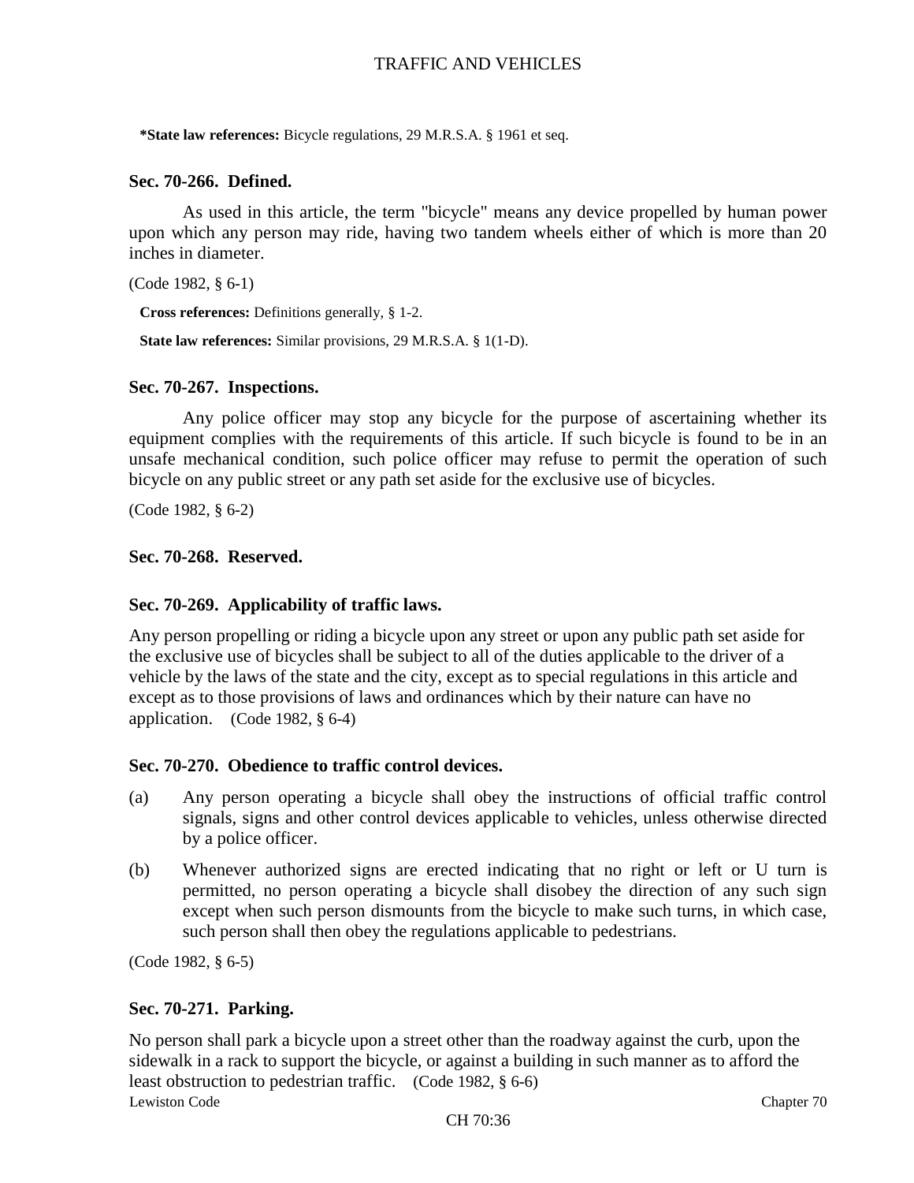**\*State law references:** Bicycle regulations, 29 M.R.S.A. § 1961 et seq.

### Sec. 70-266. Defined.

As used in this article, the term "bicycle" means any device propelled by human power upon which any person may ride, having two tandem wheels either of which is more than 20 inches in diameter.

(Code 1982, § 6-1)

**Cross references:** Definitions generally, § 1-2.

**State law references:** Similar provisions, 29 M.R.S.A. § 1(1-D).

### Sec. 70-267. Inspections.

Any police officer may stop any bicycle for the purpose of ascertaining whether its equipment complies with the requirements of this article. If such bicycle is found to be in an unsafe mechanical condition, such police officer may refuse to permit the operation of such bicycle on any public street or any path set aside for the exclusive use of bicycles.

(Code 1982, § 6-2)

### Sec. 70-268. Reserved.

### Sec. 70-269. Applicability of traffic laws.

Any person propelling or riding a bicycle upon any street or upon any public path set aside for the exclusive use of bicycles shall be subject to all of the duties applicable to the driver of a vehicle by the laws of the state and the city, except as to special regulations in this article and except as to those provisions of laws and ordinances which by their nature can have no application. (Code 1982, § 6-4)

### Sec. 70-270. Obedience to traffic control devices.

(a) Any person operating a bicycle shall obey the instructions of official traffic control signals, signs and other control devices applicable to vehicles, unless otherwise directed by a police officer.

(b) Whenever authorized signs are erected indicating that no right or left or U turn is permitted, no person operating a bicycle shall disobey the direction of any such sign except when such person dismounts from the bicycle to make such turns, in which case, such person shall then obey the regulations applicable to pedestrians.

(Code 1982, § 6-5)

### Sec. 70-271. Parking.

No person shall park a bicycle upon a street other than the roadway against the curb, upon the sidewalk in a rack to support the bicycle, or against a building in such manner as to afford the least obstruction to pedestrian traffic. (Code 1982, § 6-6)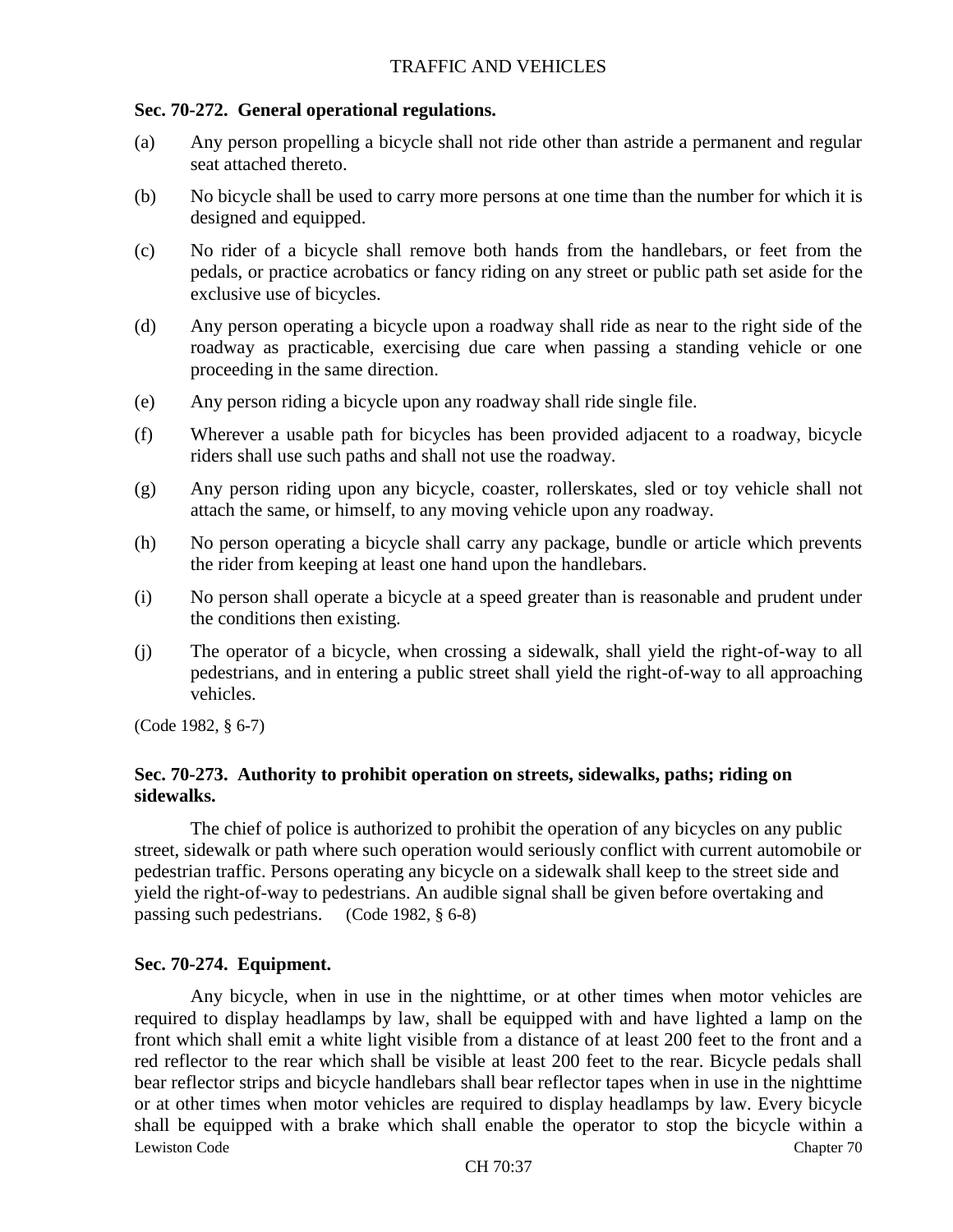### Sec. 70-272. General operational regulations.

(a) Any person propelling a bicycle shall not ride other than astride a permanent and regular seat attached thereto.

(b) No bicycle shall be used to carry more persons at one time than the number for which it is designed and equipped.

(c) No rider of a bicycle shall remove both hands from the handlebars, or feet from the pedals, or practice acrobatics or fancy riding on any street or public path set aside for the exclusive use of bicycles.

(d) Any person operating a bicycle upon a roadway shall ride as near to the right side of the roadway as practicable, exercising due care when passing a standing vehicle or one proceeding in the same direction.

(e) Any person riding a bicycle upon any roadway shall ride single file.

(f) Wherever a usable path for bicycles has been provided adjacent to a roadway, bicycle riders shall use such paths and shall not use the roadway.

(g) Any person riding upon any bicycle, coaster, rollerskates, sled or toy vehicle shall not attach the same, or himself, to any moving vehicle upon any roadway.

(h) No person operating a bicycle shall carry any package, bundle or article which prevents the rider from keeping at least one hand upon the handlebars.

(i) No person shall operate a bicycle at a speed greater than is reasonable and prudent under the conditions then existing.

(j) The operator of a bicycle, when crossing a sidewalk, shall yield the right-of-way to all pedestrians, and in entering a public street shall yield the right-of-way to all approaching vehicles.

(Code 1982, § 6-7)

### Sec. 70-273. Authority to prohibit operation on streets, sidewalks, paths; riding on sidewalks.

The chief of police is authorized to prohibit the operation of any bicycles on any public street, sidewalk or path where such operation would seriously conflict with current automobile or pedestrian traffic. Persons operating any bicycle on a sidewalk shall keep to the street side and yield the right-of-way to pedestrians. An audible signal shall be given before overtaking and passing such pedestrians. (Code 1982, § 6-8)

### Sec. 70-274. Equipment.

Any bicycle, when in use in the nighttime, or at other times when motor vehicles are required to display headlamps by law, shall be equipped with and have lighted a lamp on the front which shall emit a white light visible from a distance of at least 200 feet to the front and a red reflector to the rear which shall be visible at least 200 feet to the rear. Bicycle pedals shall bear reflector strips and bicycle handlebars shall bear reflector tapes when in use in the nighttime or at other times when motor vehicles are required to display headlamps by law. Every bicycle shall be equipped with a brake which shall enable the operator to stop the bicycle within a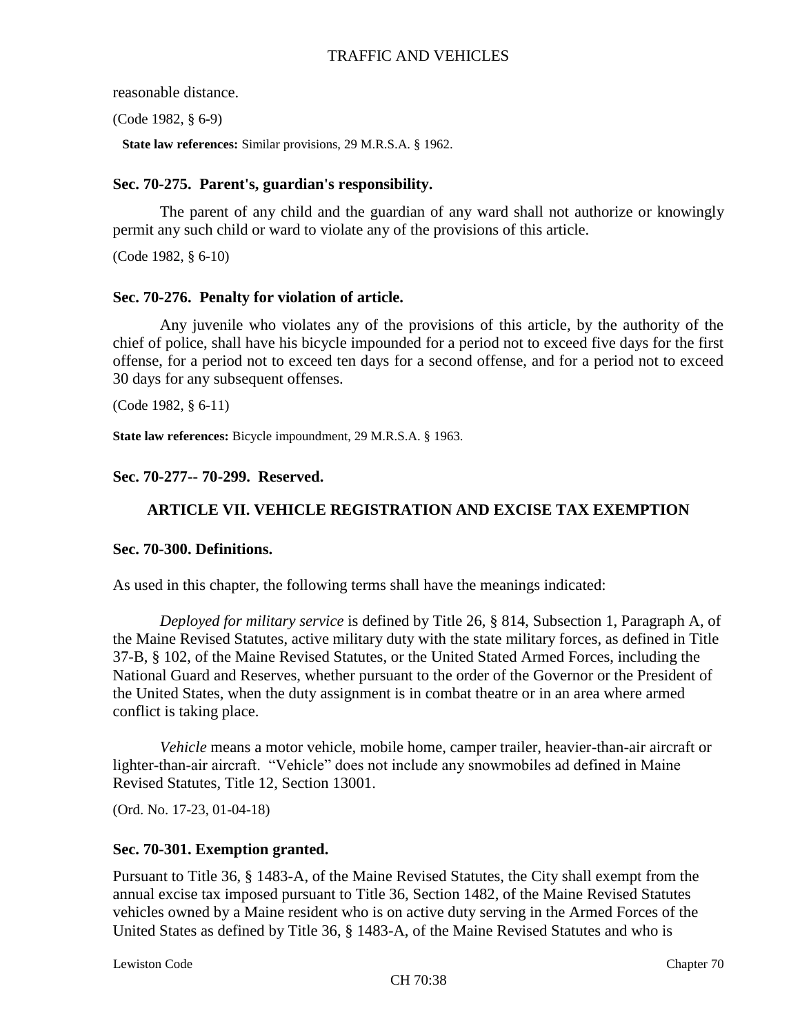reasonable distance.

(Code 1982, § 6-9)

**State law references:** Similar provisions, 29 M.R.S.A. § 1962.

### Sec. 70-275. Parent's, guardian's responsibility.

The parent of any child and the guardian of any ward shall not authorize or knowingly permit any such child or ward to violate any of the provisions of this article.

(Code 1982, § 6-10)

### Sec. 70-276. Penalty for violation of article.

Any juvenile who violates any of the provisions of this article, by the authority of the chief of police, shall have his bicycle impounded for a period not to exceed five days for the first offense, for a period not to exceed ten days for a second offense, and for a period not to exceed 30 days for any subsequent offenses.

(Code 1982, § 6-11)

**State law references:** Bicycle impoundment, 29 M.R.S.A. § 1963.

### Sec. 70-277-- 70-299. Reserved.

## ARTICLE VII. VEHICLE REGISTRATION AND EXCISE TAX EXEMPTION

### Sec. 70-300. Definitions.

As used in this chapter, the following terms shall have the meanings indicated:

*Deployed for military service* is defined by Title 26, § 814, Subsection 1, Paragraph A, of the Maine Revised Statutes, active military duty with the state military forces, as defined in Title 37-B, § 102, of the Maine Revised Statutes, or the United Stated Armed Forces, including the National Guard and Reserves, whether pursuant to the order of the Governor or the President of the United States, when the duty assignment is in combat theatre or in an area where armed conflict is taking place.

*Vehicle* means a motor vehicle, mobile home, camper trailer, heavier-than-air aircraft or lighter-than-air aircraft. "Vehicle" does not include any snowmobiles ad defined in Maine Revised Statutes, Title 12, Section 13001.

(Ord. No. 17-23, 01-04-18)

### Sec. 70-301. Exemption granted.

Pursuant to Title 36, § 1483-A, of the Maine Revised Statutes, the City shall exempt from the annual excise tax imposed pursuant to Title 36, Section 1482, of the Maine Revised Statutes vehicles owned by a Maine resident who is on active duty serving in the Armed Forces of the United States as defined by Title 36, § 1483-A, of the Maine Revised Statutes and who is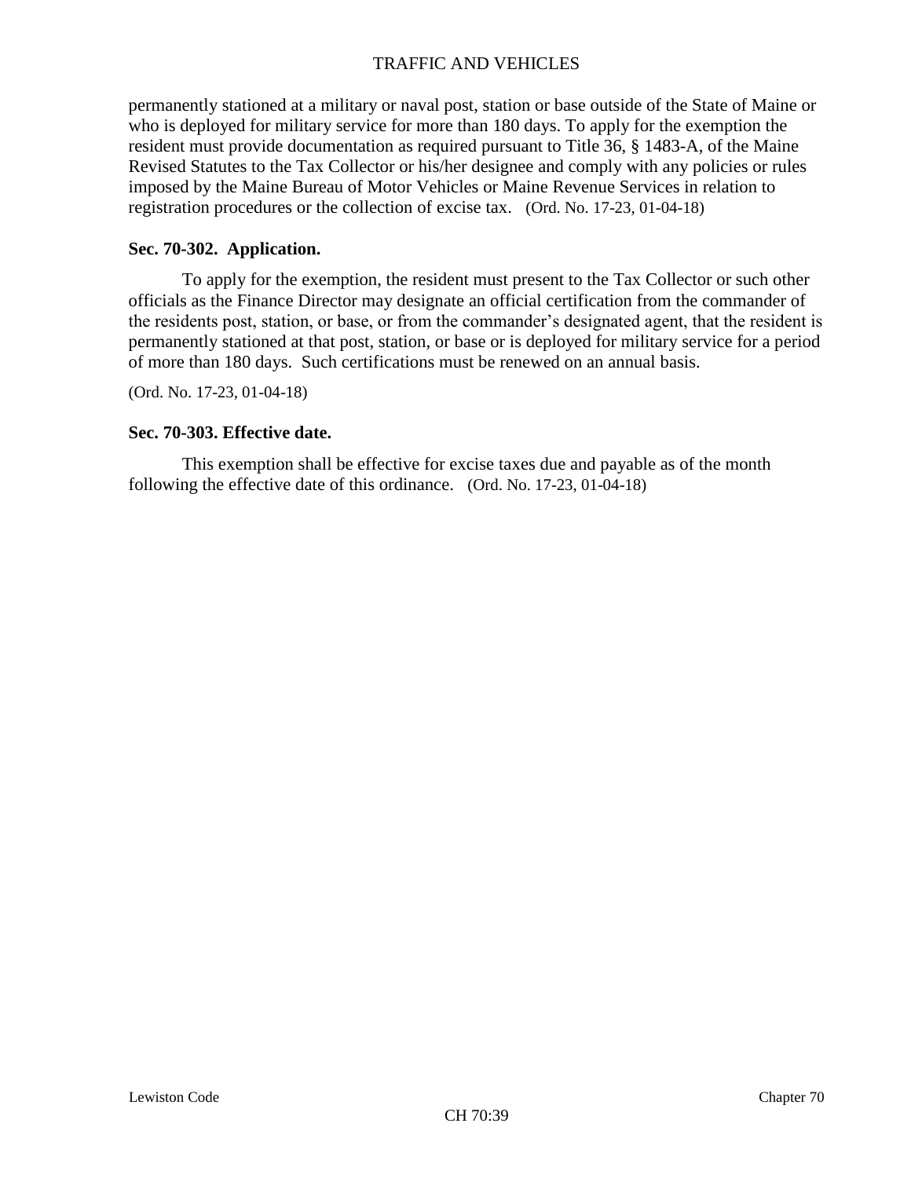permanently stationed at a military or naval post, station or base outside of the State of Maine or who is deployed for military service for more than 180 days. To apply for the exemption the resident must provide documentation as required pursuant to Title 36, § 1483-A, of the Maine Revised Statutes to the Tax Collector or his/her designee and comply with any policies or rules imposed by the Maine Bureau of Motor Vehicles or Maine Revenue Services in relation to registration procedures or the collection of excise tax. (Ord. No. 17-23, 01-04-18)

### Sec. 70-302. Application.

To apply for the exemption, the resident must present to the Tax Collector or such other officials as the Finance Director may designate an official certification from the commander of the residents post, station, or base, or from the commander's designated agent, that the resident is permanently stationed at that post, station, or base or is deployed for military service for a period of more than 180 days. Such certifications must be renewed on an annual basis.

(Ord. No. 17-23, 01-04-18)

### Sec. 70-303. Effective date.

This exemption shall be effective for excise taxes due and payable as of the month following the effective date of this ordinance. (Ord. No. 17-23, 01-04-18)